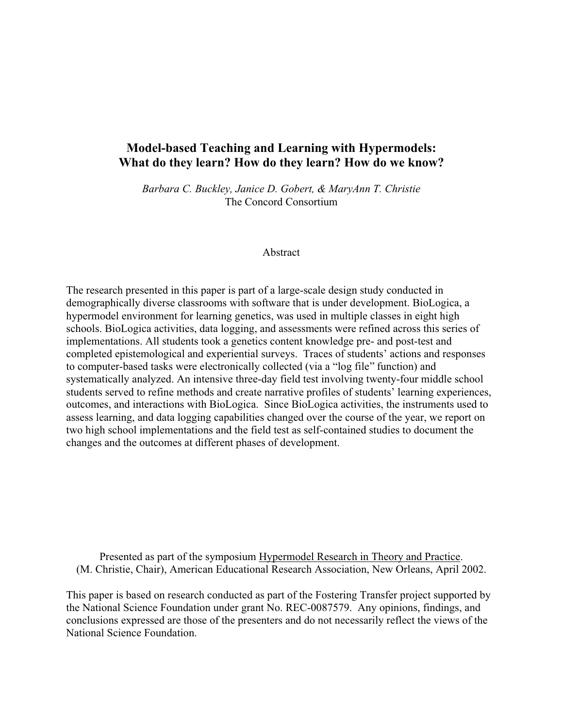# Model-based Teaching and Learning with Hypermodels: What do they learn? How do they learn? How do we know?

*Barbara C. Buckley, Janice D. Gobert, & MaryAnn T. Christie*
The Concord Consortium

## Abstract

The research presented in this paper is part of a large-scale design study conducted in demographically diverse classrooms with software that is under development. BioLogica, a hypermodel environment for learning genetics, was used in multiple classes in eight high schools. BioLogica activities, data logging, and assessments were refined across this series of implementations. All students took a genetics content knowledge pre- and post-test and completed epistemological and experiential surveys. Traces of students' actions and responses to computer-based tasks were electronically collected (via a "log file" function) and systematically analyzed. An intensive three-day field test involving twenty-four middle school students served to refine methods and create narrative profiles of students' learning experiences, outcomes, and interactions with BioLogica. Since BioLogica activities, the instruments used to assess learning, and data logging capabilities changed over the course of the year, we report on two high school implementations and the field test as self-contained studies to document the changes and the outcomes at different phases of development.

Presented as part of the symposium Hypermodel Research in Theory and Practice. (M. Christie, Chair), American Educational Research Association, New Orleans, April 2002.

This paper is based on research conducted as part of the Fostering Transfer project supported by the National Science Foundation under grant No. REC-0087579. Any opinions, findings, and conclusions expressed are those of the presenters and do not necessarily reflect the views of the National Science Foundation.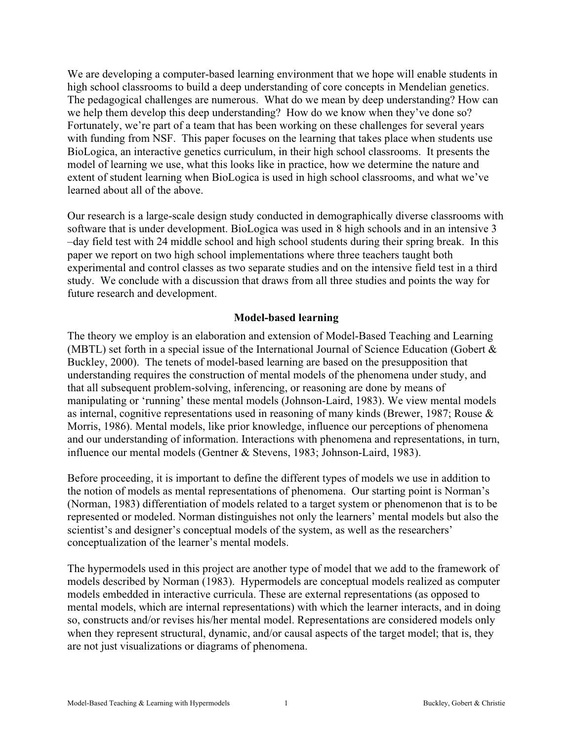We are developing a computer-based learning environment that we hope will enable students in high school classrooms to build a deep understanding of core concepts in Mendelian genetics. The pedagogical challenges are numerous. What do we mean by deep understanding? How can we help them develop this deep understanding? How do we know when they've done so? Fortunately, we're part of a team that has been working on these challenges for several years with funding from NSF. This paper focuses on the learning that takes place when students use BioLogica, an interactive genetics curriculum, in their high school classrooms. It presents the model of learning we use, what this looks like in practice, how we determine the nature and extent of student learning when BioLogica is used in high school classrooms, and what we've learned about all of the above.

Our research is a large-scale design study conducted in demographically diverse classrooms with software that is under development. BioLogica was used in 8 high schools and in an intensive 3 –day field test with 24 middle school and high school students during their spring break. In this paper we report on two high school implementations where three teachers taught both experimental and control classes as two separate studies and on the intensive field test in a third study. We conclude with a discussion that draws from all three studies and points the way for future research and development.

## Model-based learning

The theory we employ is an elaboration and extension of Model-Based Teaching and Learning (MBTL) set forth in a special issue of the International Journal of Science Education (Gobert & Buckley, 2000). The tenets of model-based learning are based on the presupposition that understanding requires the construction of mental models of the phenomena under study, and that all subsequent problem-solving, inferencing, or reasoning are done by means of manipulating or 'running' these mental models (Johnson-Laird, 1983). We view mental models as internal, cognitive representations used in reasoning of many kinds (Brewer, 1987; Rouse & Morris, 1986). Mental models, like prior knowledge, influence our perceptions of phenomena and our understanding of information. Interactions with phenomena and representations, in turn, influence our mental models (Gentner & Stevens, 1983; Johnson-Laird, 1983).

Before proceeding, it is important to define the different types of models we use in addition to the notion of models as mental representations of phenomena. Our starting point is Norman's (Norman, 1983) differentiation of models related to a target system or phenomenon that is to be represented or modeled. Norman distinguishes not only the learners' mental models but also the scientist's and designer's conceptual models of the system, as well as the researchers' conceptualization of the learner's mental models.

The hypermodels used in this project are another type of model that we add to the framework of models described by Norman (1983). Hypermodels are conceptual models realized as computer models embedded in interactive curricula. These are external representations (as opposed to mental models, which are internal representations) with which the learner interacts, and in doing so, constructs and/or revises his/her mental model. Representations are considered models only when they represent structural, dynamic, and/or causal aspects of the target model; that is, they are not just visualizations or diagrams of phenomena.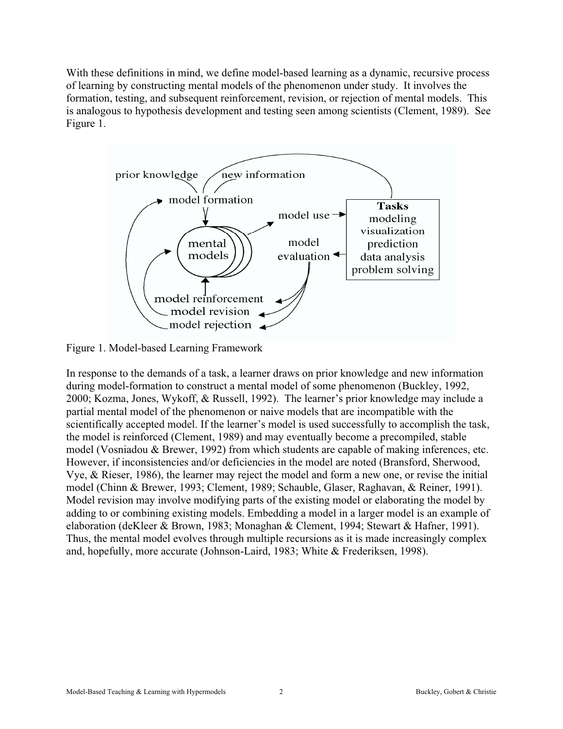With these definitions in mind, we define model-based learning as a dynamic, recursive process of learning by constructing mental models of the phenomenon under study. It involves the formation, testing, and subsequent reinforcement, revision, or rejection of mental models. This is analogous to hypothesis development and testing seen among scientists (Clement, 1989). See Figure 1.

Figure 1. Model-based Learning Framework

In response to the demands of a task, a learner draws on prior knowledge and new information during model-formation to construct a mental model of some phenomenon (Buckley, 1992, 2000; Kozma, Jones, Wykoff, & Russell, 1992). The learner's prior knowledge may include a partial mental model of the phenomenon or naive models that are incompatible with the scientifically accepted model. If the learner's model is used successfully to accomplish the task, the model is reinforced (Clement, 1989) and may eventually become a precompiled, stable model (Vosniadou & Brewer, 1992) from which students are capable of making inferences, etc. However, if inconsistencies and/or deficiencies in the model are noted (Bransford, Sherwood, Vye, & Rieser, 1986), the learner may reject the model and form a new one, or revise the initial model (Chinn & Brewer, 1993; Clement, 1989; Schauble, Glaser, Raghavan, & Reiner, 1991). Model revision may involve modifying parts of the existing model or elaborating the model by adding to or combining existing models. Embedding a model in a larger model is an example of elaboration (deKleer & Brown, 1983; Monaghan & Clement, 1994; Stewart & Hafner, 1991). Thus, the mental model evolves through multiple recursions as it is made increasingly complex and, hopefully, more accurate (Johnson-Laird, 1983; White & Frederiksen, 1998).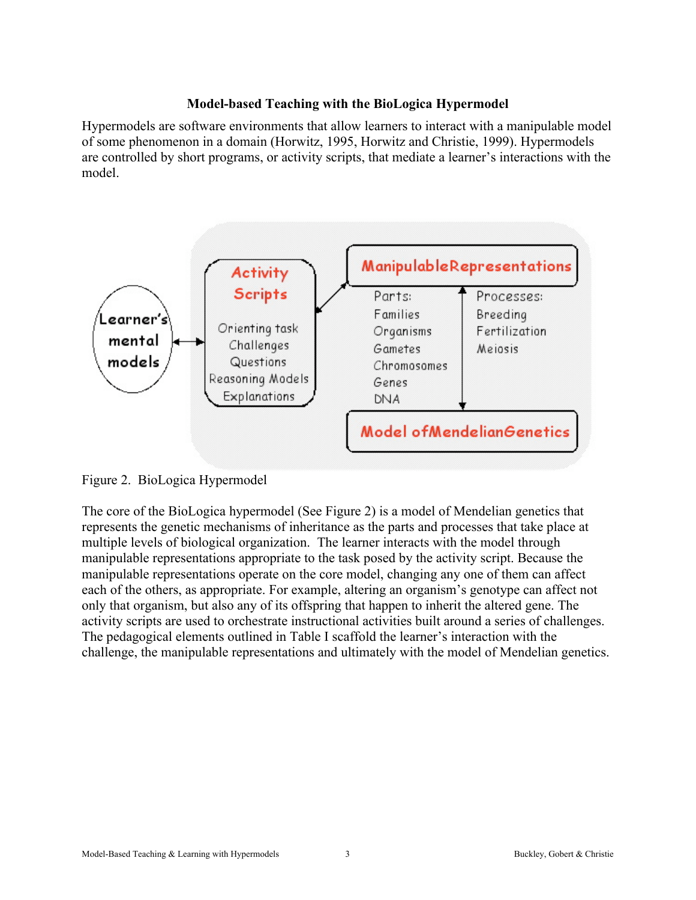## Model-based Teaching with the BioLogica Hypermodel

Hypermodels are software environments that allow learners to interact with a manipulable model of some phenomenon in a domain (Horwitz, 1995, Horwitz and Christie, 1999). Hypermodels are controlled by short programs, or activity scripts, that mediate a learner's interactions with the model.

Figure 2. BioLogica Hypermodel

The core of the BioLogica hypermodel (See Figure 2) is a model of Mendelian genetics that represents the genetic mechanisms of inheritance as the parts and processes that take place at multiple levels of biological organization. The learner interacts with the model through manipulable representations appropriate to the task posed by the activity script. Because the manipulable representations operate on the core model, changing any one of them can affect each of the others, as appropriate. For example, altering an organism's genotype can affect not only that organism, but also any of its offspring that happen to inherit the altered gene. The activity scripts are used to orchestrate instructional activities built around a series of challenges. The pedagogical elements outlined in Table I scaffold the learner's interaction with the challenge, the manipulable representations and ultimately with the model of Mendelian genetics.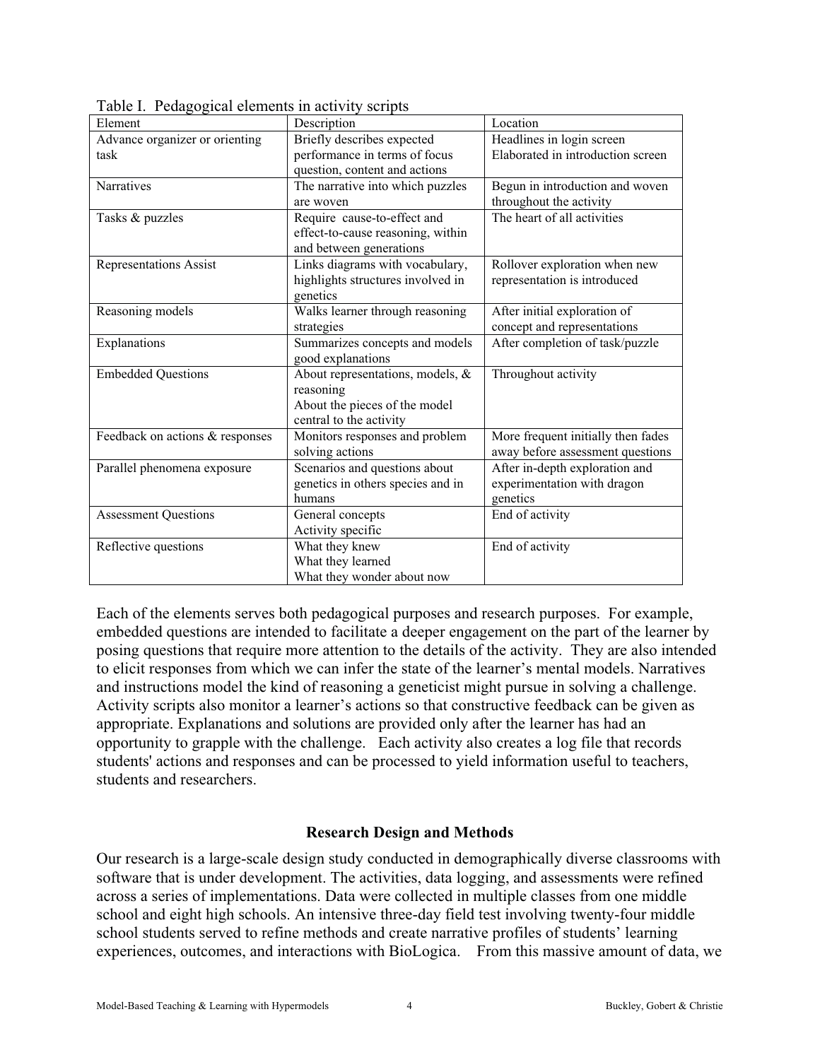Table I. Pedagogical elements in activity scripts

| Element | Description | Location |
|---|---|---|
| Advance organizer or orienting task | Briefly describes expected performance in terms of focus question, content and actions | Headlines in login screen<br>Elaborated in introduction screen |
| Narratives | The narrative into which puzzles are woven | Begun in introduction and woven throughout the activity |
| Tasks & puzzles | Require cause-to-effect and effect-to-cause reasoning, within and between generations | The heart of all activities |
| Representations Assist | Links diagrams with vocabulary, highlights structures involved in genetics | Rollover exploration when new representation is introduced |
| Reasoning models | Walks learner through reasoning strategies | After initial exploration of concept and representations |
| Explanations | Summarizes concepts and models good explanations | After completion of task/puzzle |
| Embedded Questions | About representations, models, & reasoning<br>About the pieces of the model central to the activity | Throughout activity |
| Feedback on actions & responses | Monitors responses and problem solving actions | More frequent initially then fades away before assessment questions |
| Parallel phenomena exposure | Scenarios and questions about genetics in others species and in humans | After in-depth exploration and experimentation with dragon genetics |
| Assessment Questions | General concepts<br>Activity specific | End of activity |
| Reflective questions | What they knew<br>What they learned<br>What they wonder about now | End of activity |

Each of the elements serves both pedagogical purposes and research purposes. For example, embedded questions are intended to facilitate a deeper engagement on the part of the learner by posing questions that require more attention to the details of the activity. They are also intended to elicit responses from which we can infer the state of the learner's mental models. Narratives and instructions model the kind of reasoning a geneticist might pursue in solving a challenge. Activity scripts also monitor a learner's actions so that constructive feedback can be given as appropriate. Explanations and solutions are provided only after the learner has had an opportunity to grapple with the challenge. Each activity also creates a log file that records students' actions and responses and can be processed to yield information useful to teachers, students and researchers.

## Research Design and Methods

Our research is a large-scale design study conducted in demographically diverse classrooms with software that is under development. The activities, data logging, and assessments were refined across a series of implementations. Data were collected in multiple classes from one middle school and eight high schools. An intensive three-day field test involving twenty-four middle school students served to refine methods and create narrative profiles of students' learning experiences, outcomes, and interactions with BioLogica. From this massive amount of data, we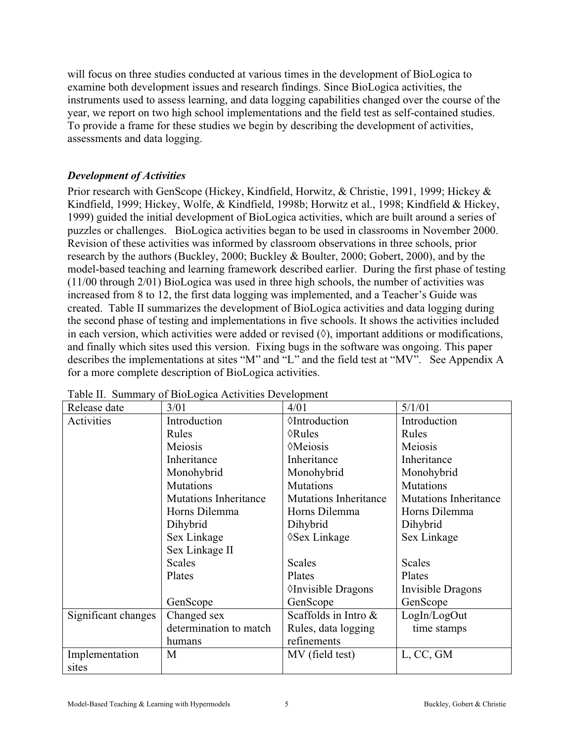will focus on three studies conducted at various times in the development of BioLogica to examine both development issues and research findings. Since BioLogica activities, the instruments used to assess learning, and data logging capabilities changed over the course of the year, we report on two high school implementations and the field test as self-contained studies. To provide a frame for these studies we begin by describing the development of activities, assessments and data logging.

### *Development of Activities*

Prior research with GenScope (Hickey, Kindfield, Horwitz, & Christie, 1991, 1999; Hickey & Kindfield, 1999; Hickey, Wolfe, & Kindfield, 1998b; Horwitz et al., 1998; Kindfield & Hickey, 1999) guided the initial development of BioLogica activities, which are built around a series of puzzles or challenges. BioLogica activities began to be used in classrooms in November 2000. Revision of these activities was informed by classroom observations in three schools, prior research by the authors (Buckley, 2000; Buckley & Boulter, 2000; Gobert, 2000), and by the model-based teaching and learning framework described earlier. During the first phase of testing (11/00 through 2/01) BioLogica was used in three high schools, the number of activities was increased from 8 to 12, the first data logging was implemented, and a Teacher's Guide was created. Table II summarizes the development of BioLogica activities and data logging during the second phase of testing and implementations in five schools. It shows the activities included in each version, which activities were added or revised (◊), important additions or modifications, and finally which sites used this version. Fixing bugs in the software was ongoing. This paper describes the implementations at sites "M" and "L" and the field test at "MV". See Appendix A for a more complete description of BioLogica activities.

Table II. Summary of BioLogica Activities Development

| Release date | 3/01 | 4/01 | 5/1/01 |
|---|---|---|---|
| Activities | Introduction<br>Rules<br>Meiosis<br>Inheritance<br>Monohybrid<br>Mutations<br>Mutations Inheritance<br>Horns Dilemma<br>Dihybrid<br>Sex Linkage<br>Sex Linkage II<br>Scales<br>Plates<br><br>GenScope | ◊Introduction<br>◊Rules<br>◊Meiosis<br>Inheritance<br>Monohybrid<br>Mutations<br>Mutations Inheritance<br>Horns Dilemma<br>Dihybrid<br>◊Sex Linkage<br><br>Scales<br>Plates<br>◊Invisible Dragons<br>GenScope | Introduction<br>Rules<br>Meiosis<br>Inheritance<br>Monohybrid<br>Mutations<br>Mutations Inheritance<br>Horns Dilemma<br>Dihybrid<br>Sex Linkage<br><br>Scales<br>Plates<br>Invisible Dragons<br>GenScope |
| Significant changes | Changed sex determination to match humans | Scaffolds in Intro & Rules, data logging refinements | LogIn/LogOut time stamps |
| Implementation sites | M | MV (field test) | L, CC, GM |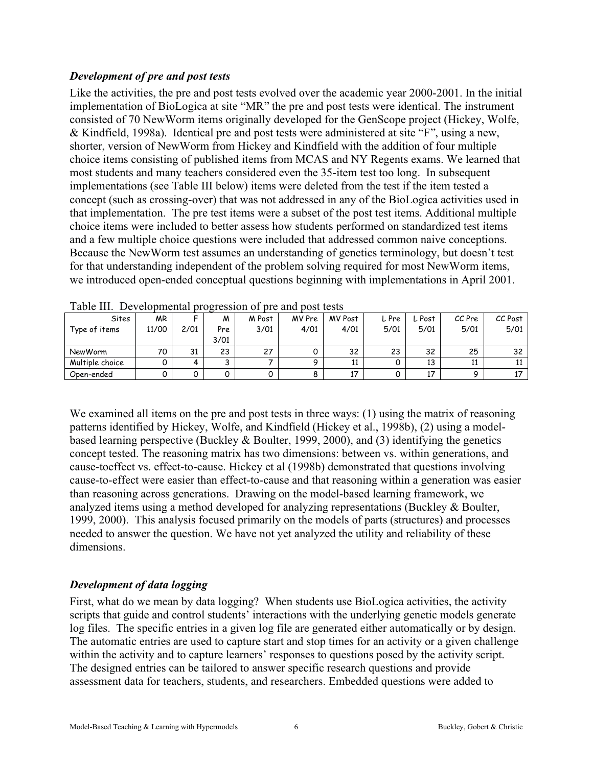### *Development of pre and post tests*

Like the activities, the pre and post tests evolved over the academic year 2000-2001. In the initial implementation of BioLogica at site "MR" the pre and post tests were identical. The instrument consisted of 70 NewWorm items originally developed for the GenScope project (Hickey, Wolfe, & Kindfield, 1998a). Identical pre and post tests were administered at site "F", using a new, shorter, version of NewWorm from Hickey and Kindfield with the addition of four multiple choice items consisting of published items from MCAS and NY Regents exams. We learned that most students and many teachers considered even the 35-item test too long. In subsequent implementations (see Table III below) items were deleted from the test if the item tested a concept (such as crossing-over) that was not addressed in any of the BioLogica activities used in that implementation. The pre test items were a subset of the post test items. Additional multiple choice items were included to better assess how students performed on standardized test items and a few multiple choice questions were included that addressed common naive conceptions. Because the NewWorm test assumes an understanding of genetics terminology, but doesn't test for that understanding independent of the problem solving required for most NewWorm items, we introduced open-ended conceptual questions beginning with implementations in April 2001.

Table III. Developmental progression of pre and post tests

| Sites<br>Type of items | MR<br>11/00 | F<br>2/01 | M<br>Pre<br>3/01 | M Post<br>3/01 | MV Pre<br>4/01 | MV Post<br>4/01 | L Pre<br>5/01 | L Post<br>5/01 | CC Pre<br>5/01 | CC Post<br>5/01 |
|---|---|---|---|---|---|---|---|---|---|---|
| NewWorm | 70 | 31 | 23 | 27 | 0 | 32 | 23 | 32 | 25 | 32 |
| Multiple choice | 0 | 4 | 3 | 7 | 9 | 11 | 0 | 13 | 11 | 11 |
| Open-ended | 0 | 0 | 0 | 0 | 8 | 17 | 0 | 17 | 9 | 17 |

We examined all items on the pre and post tests in three ways: (1) using the matrix of reasoning patterns identified by Hickey, Wolfe, and Kindfield (Hickey et al., 1998b), (2) using a model-based learning perspective (Buckley & Boulter, 1999, 2000), and (3) identifying the genetics concept tested. The reasoning matrix has two dimensions: between vs. within generations, and cause-toeffect vs. effect-to-cause. Hickey et al (1998b) demonstrated that questions involving cause-to-effect were easier than effect-to-cause and that reasoning within a generation was easier than reasoning across generations. Drawing on the model-based learning framework, we analyzed items using a method developed for analyzing representations (Buckley & Boulter, 1999, 2000). This analysis focused primarily on the models of parts (structures) and processes needed to answer the question. We have not yet analyzed the utility and reliability of these dimensions.

### *Development of data logging*

First, what do we mean by data logging? When students use BioLogica activities, the activity scripts that guide and control students' interactions with the underlying genetic models generate log files. The specific entries in a given log file are generated either automatically or by design. The automatic entries are used to capture start and stop times for an activity or a given challenge within the activity and to capture learners' responses to questions posed by the activity script. The designed entries can be tailored to answer specific research questions and provide assessment data for teachers, students, and researchers. Embedded questions were added to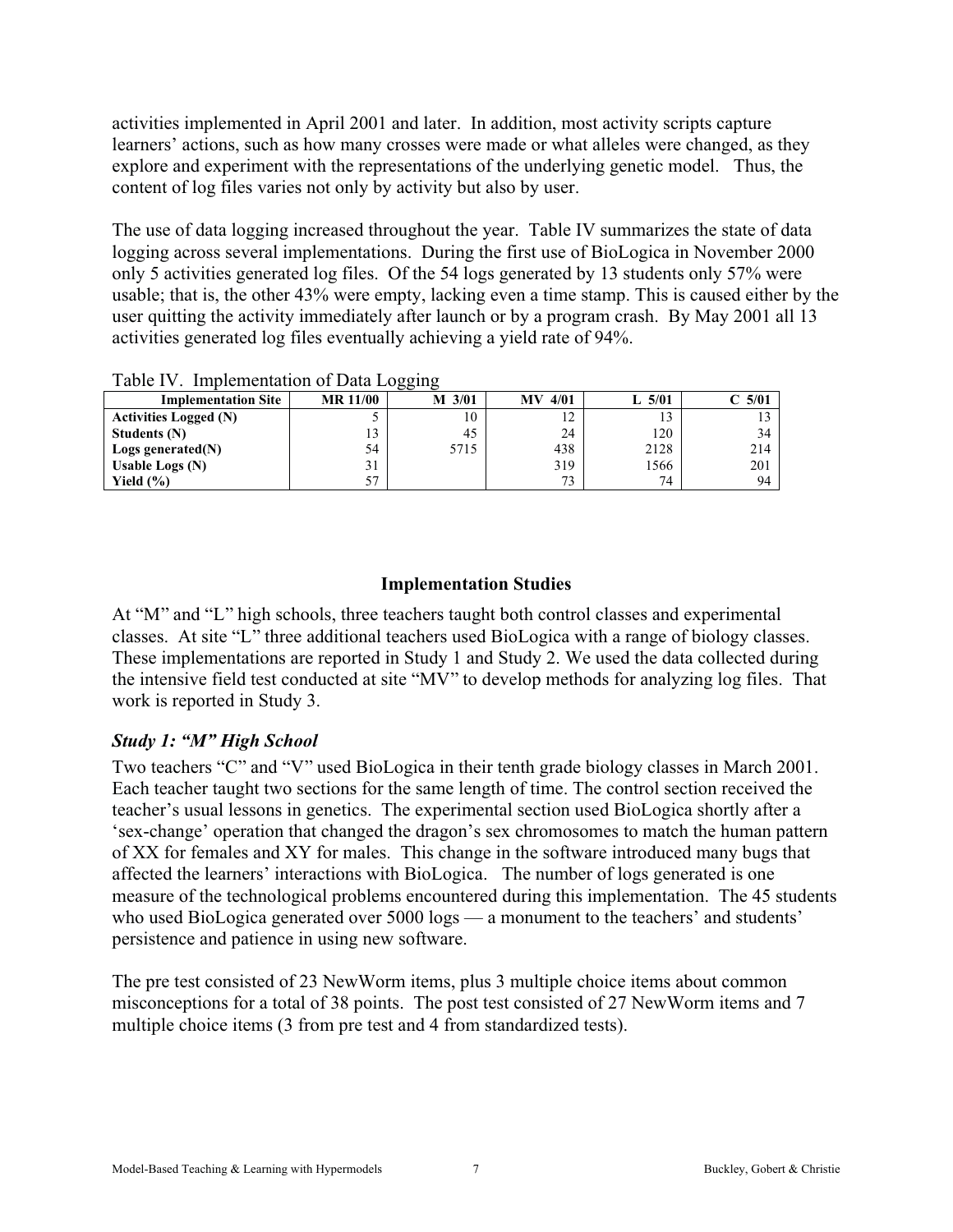activities implemented in April 2001 and later. In addition, most activity scripts capture learners' actions, such as how many crosses were made or what alleles were changed, as they explore and experiment with the representations of the underlying genetic model. Thus, the content of log files varies not only by activity but also by user.

The use of data logging increased throughout the year. Table IV summarizes the state of data logging across several implementations. During the first use of BioLogica in November 2000 only 5 activities generated log files. Of the 54 logs generated by 13 students only 57% were usable; that is, the other 43% were empty, lacking even a time stamp. This is caused either by the user quitting the activity immediately after launch or by a program crash. By May 2001 all 13 activities generated log files eventually achieving a yield rate of 94%.

Table IV. Implementation of Data Logging

| Implementation Site | MR 11/00 | M 3/01 | MV 4/01 | L 5/01 | C 5/01 |
|---|---|---|---|---|---|
| **Activities Logged (N)** | 5 | 10 | 12 | 13 | 13 |
| **Students (N)** | 13 | 45 | 24 | 120 | 34 |
| **Logs generated(N)** | 54 | 5715 | 438 | 2128 | 214 |
| **Usable Logs (N)** | 31 | | 319 | 1566 | 201 |
| **Yield (%)** | 57 | | 73 | 74 | 94 |

## Implementation Studies

At "M" and "L" high schools, three teachers taught both control classes and experimental classes. At site "L" three additional teachers used BioLogica with a range of biology classes. These implementations are reported in Study 1 and Study 2. We used the data collected during the intensive field test conducted at site "MV" to develop methods for analyzing log files. That work is reported in Study 3.

### *Study 1: "M" High School*

Two teachers "C" and "V" used BioLogica in their tenth grade biology classes in March 2001. Each teacher taught two sections for the same length of time. The control section received the teacher's usual lessons in genetics. The experimental section used BioLogica shortly after a 'sex-change' operation that changed the dragon's sex chromosomes to match the human pattern of XX for females and XY for males. This change in the software introduced many bugs that affected the learners' interactions with BioLogica. The number of logs generated is one measure of the technological problems encountered during this implementation. The 45 students who used BioLogica generated over 5000 logs — a monument to the teachers' and students' persistence and patience in using new software.

The pre test consisted of 23 NewWorm items, plus 3 multiple choice items about common misconceptions for a total of 38 points. The post test consisted of 27 NewWorm items and 7 multiple choice items (3 from pre test and 4 from standardized tests).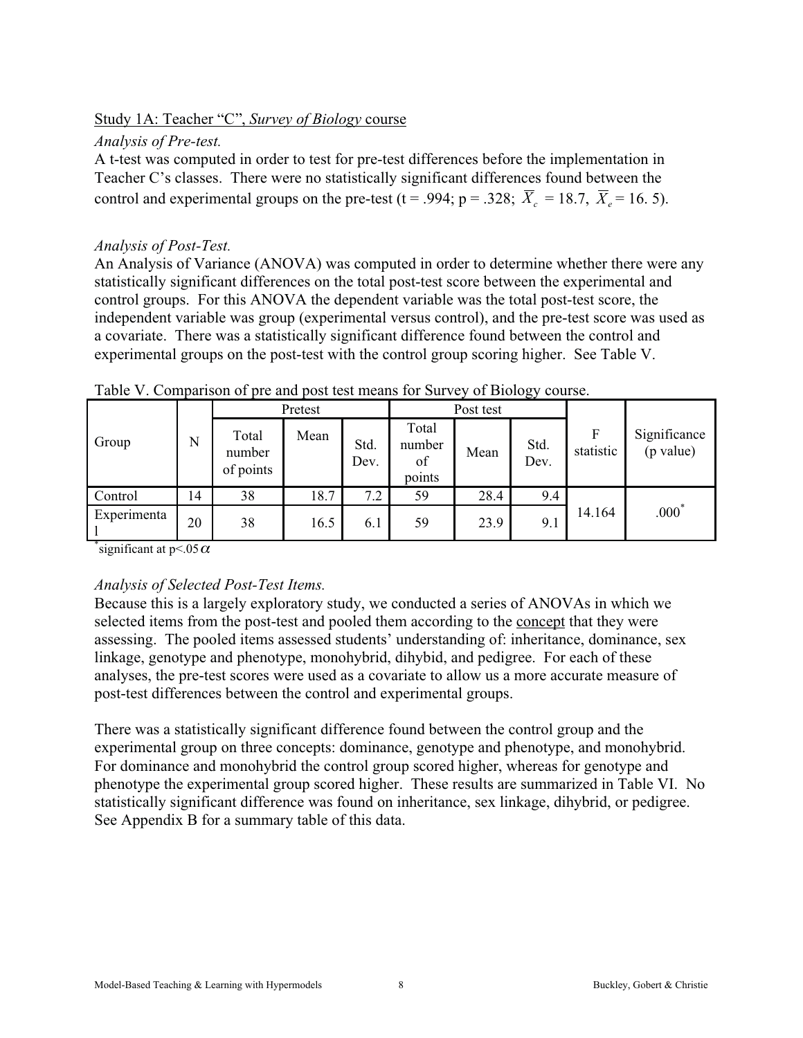Study 1A: Teacher "C", *Survey of Biology* course

*Analysis of Pre-test.*

A t-test was computed in order to test for pre-test differences before the implementation in Teacher C's classes. There were no statistically significant differences found between the control and experimental groups on the pre-test (t = .994; p = .328; $\overline{X}_c$ = 18.7, $\overline{X}_e$ = 16. 5).

*Analysis of Post-Test.*

An Analysis of Variance (ANOVA) was computed in order to determine whether there were any statistically significant differences on the total post-test score between the experimental and control groups. For this ANOVA the dependent variable was the total post-test score, the independent variable was group (experimental versus control), and the pre-test score was used as a covariate. There was a statistically significant difference found between the control and experimental groups on the post-test with the control group scoring higher. See Table V.

Table V. Comparison of pre and post test means for Survey of Biology course.

| Group | N | Pretest | | | Post test | | | F statistic | Significance (p value) |
|---|---|---|---|---|---|---|---|---|---|
| | | Total number of points | Mean | Std. Dev. | Total number of points | Mean | Std. Dev. | | |
| Control | 14 | 38 | 18.7 | 7.2 | 59 | 28.4 | 9.4 | 14.164 | .000* |
| Experimental | 20 | 38 | 16.5 | 6.1 | 59 | 23.9 | 9.1 | | |

*significant at $p<.05\alpha$

*Analysis of Selected Post-Test Items.*

Because this is a largely exploratory study, we conducted a series of ANOVAs in which we selected items from the post-test and pooled them according to the concept that they were assessing. The pooled items assessed students' understanding of: inheritance, dominance, sex linkage, genotype and phenotype, monohybrid, dihybid, and pedigree. For each of these analyses, the pre-test scores were used as a covariate to allow us a more accurate measure of post-test differences between the control and experimental groups.

There was a statistically significant difference found between the control group and the experimental group on three concepts: dominance, genotype and phenotype, and monohybrid. For dominance and monohybrid the control group scored higher, whereas for genotype and phenotype the experimental group scored higher. These results are summarized in Table VI. No statistically significant difference was found on inheritance, sex linkage, dihybrid, or pedigree. See Appendix B for a summary table of this data.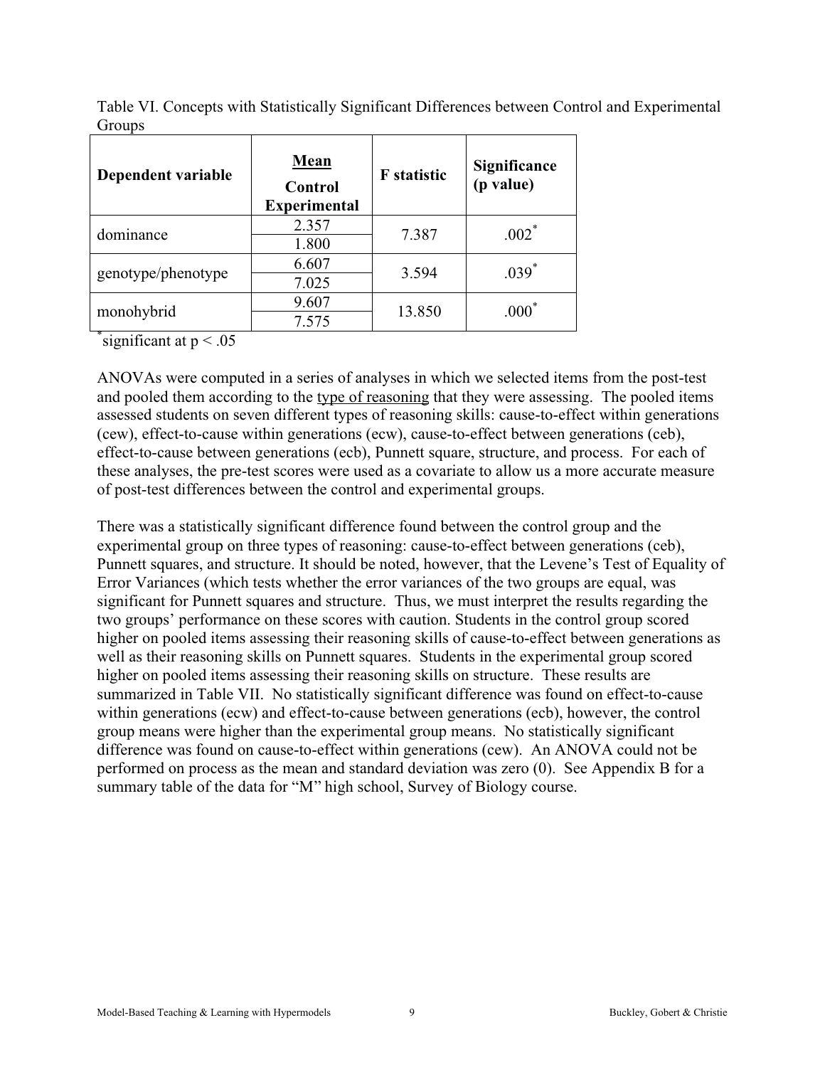Table VI. Concepts with Statistically Significant Differences between Control and Experimental Groups

| Dependent variable | Mean<br>Control<br>Experimental | F statistic | Significance (p value) |
|---|---|---|---|
| dominance | 2.357 | 7.387 | .002* |
| | 1.800 | | |
| genotype/phenotype | 6.607 | 3.594 | .039* |
| | 7.025 | | |
| monohybrid | 9.607 | 13.850 | .000* |
| | 7.575 | | |

*significant at $p < .05$

ANOVAs were computed in a series of analyses in which we selected items from the post-test and pooled them according to the type of reasoning that they were assessing. The pooled items assessed students on seven different types of reasoning skills: cause-to-effect within generations (cew), effect-to-cause within generations (ecw), cause-to-effect between generations (ceb), effect-to-cause between generations (ecb), Punnett square, structure, and process. For each of these analyses, the pre-test scores were used as a covariate to allow us a more accurate measure of post-test differences between the control and experimental groups.

There was a statistically significant difference found between the control group and the experimental group on three types of reasoning: cause-to-effect between generations (ceb), Punnett squares, and structure. It should be noted, however, that the Levene's Test of Equality of Error Variances (which tests whether the error variances of the two groups are equal, was significant for Punnett squares and structure. Thus, we must interpret the results regarding the two groups' performance on these scores with caution. Students in the control group scored higher on pooled items assessing their reasoning skills of cause-to-effect between generations as well as their reasoning skills on Punnett squares. Students in the experimental group scored higher on pooled items assessing their reasoning skills on structure. These results are summarized in Table VII. No statistically significant difference was found on effect-to-cause within generations (ecw) and effect-to-cause between generations (ecb), however, the control group means were higher than the experimental group means. No statistically significant difference was found on cause-to-effect within generations (cew). An ANOVA could not be performed on process as the mean and standard deviation was zero (0). See Appendix B for a summary table of the data for "M" high school, Survey of Biology course.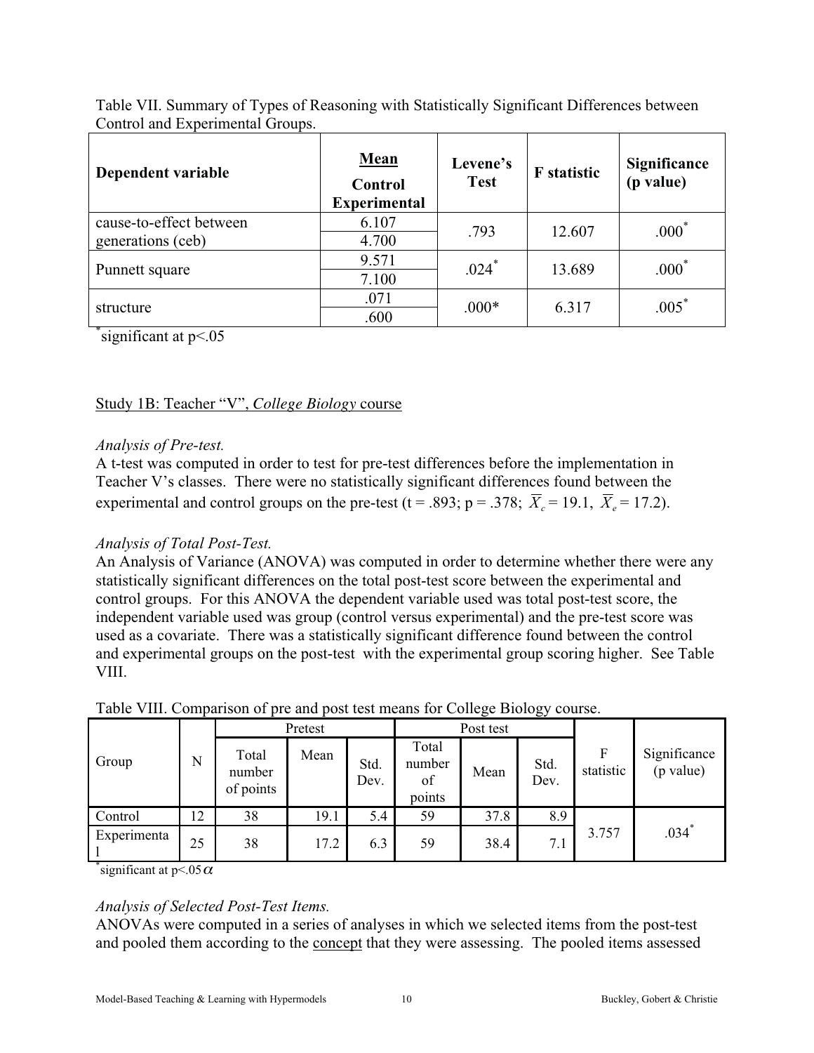Table VII. Summary of Types of Reasoning with Statistically Significant Differences between Control and Experimental Groups.

| Dependent variable | Mean (Control / Experimental) | Levene's Test | F statistic | Significance (p value) |
|---|---|---|---|---|
| cause-to-effect between generations (ceb) | 6.107 | .793 | 12.607 | .000* |
| | 4.700 | | | |
| Punnett square | 9.571 | .024* | 13.689 | .000* |
| | 7.100 | | | |
| structure | .071 | .000* | 6.317 | .005* |
| | .600 | | | |

*significant at p<.05

## Study 1B: Teacher "V", *College Biology* course

*Analysis of Pre-test.*

A t-test was computed in order to test for pre-test differences before the implementation in Teacher V's classes. There were no statistically significant differences found between the experimental and control groups on the pre-test (t = .893; p = .378; $\overline{X}_c = 19.1$, $\overline{X}_e = 17.2$).

*Analysis of Total Post-Test.*

An Analysis of Variance (ANOVA) was computed in order to determine whether there were any statistically significant differences on the total post-test score between the experimental and control groups. For this ANOVA the dependent variable used was total post-test score, the independent variable used was group (control versus experimental) and the pre-test score was used as a covariate. There was a statistically significant difference found between the control and experimental groups on the post-test with the experimental group scoring higher. See Table VIII.

Table VIII. Comparison of pre and post test means for College Biology course.

| Group | N | Pretest | | | Post test | | | F statistic | Significance (p value) |
|---|---|---|---|---|---|---|---|---|---|
| | | Total number of points | Mean | Std. Dev. | Total number of points | Mean | Std. Dev. | | |
| Control | 12 | 38 | 19.1 | 5.4 | 59 | 37.8 | 8.9 | 3.757 | .034* |
| Experimental | 25 | 38 | 17.2 | 6.3 | 59 | 38.4 | 7.1 | | |

*significant at p<.05 $\alpha$

*Analysis of Selected Post-Test Items.*

ANOVAs were computed in a series of analyses in which we selected items from the post-test and pooled them according to the concept that they were assessing. The pooled items assessed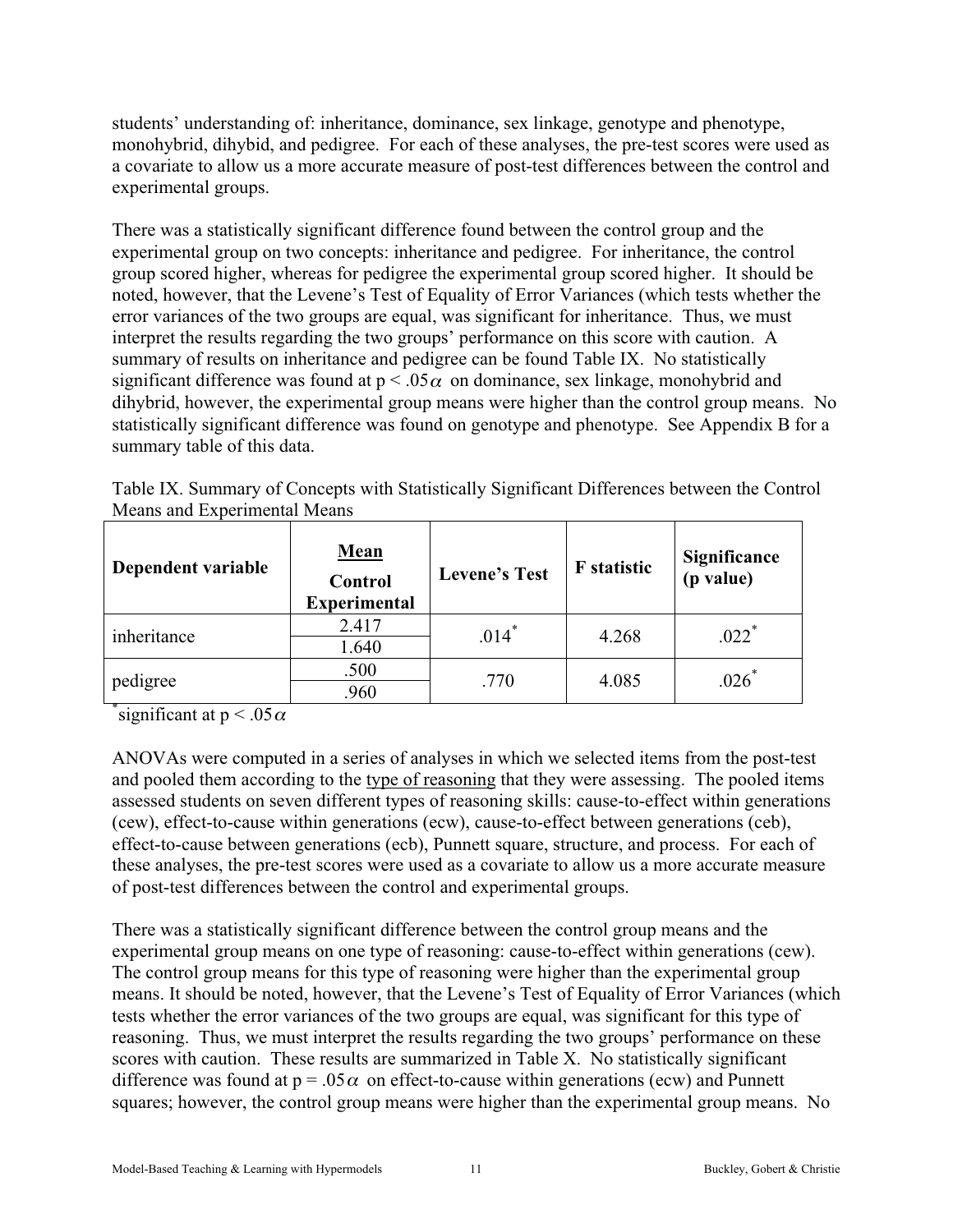students' understanding of: inheritance, dominance, sex linkage, genotype and phenotype, monohybrid, dihybid, and pedigree. For each of these analyses, the pre-test scores were used as a covariate to allow us a more accurate measure of post-test differences between the control and experimental groups.

There was a statistically significant difference found between the control group and the experimental group on two concepts: inheritance and pedigree. For inheritance, the control group scored higher, whereas for pedigree the experimental group scored higher. It should be noted, however, that the Levene's Test of Equality of Error Variances (which tests whether the error variances of the two groups are equal, was significant for inheritance. Thus, we must interpret the results regarding the two groups' performance on this score with caution. A summary of results on inheritance and pedigree can be found Table IX. No statistically significant difference was found at $p < .05\alpha$ on dominance, sex linkage, monohybrid and dihybrid, however, the experimental group means were higher than the control group means. No statistically significant difference was found on genotype and phenotype. See Appendix B for a summary table of this data.

Table IX. Summary of Concepts with Statistically Significant Differences between the Control Means and Experimental Means

| Dependent variable | <u>**Mean**</u> **Control / Experimental** | **Levene's Test** | **F statistic** | **Significance (p value)** |
|---|---|---|---|---|
| inheritance | 2.417 | .014* | 4.268 | .022* |
| | 1.640 | | | |
| pedigree | .500 | .770 | 4.085 | .026* |
| | .960 | | | |

*significant at $p < .05\alpha$

ANOVAs were computed in a series of analyses in which we selected items from the post-test and pooled them according to the <u>type of reasoning</u> that they were assessing. The pooled items assessed students on seven different types of reasoning skills: cause-to-effect within generations (cew), effect-to-cause within generations (ecw), cause-to-effect between generations (ceb), effect-to-cause between generations (ecb), Punnett square, structure, and process. For each of these analyses, the pre-test scores were used as a covariate to allow us a more accurate measure of post-test differences between the control and experimental groups.

There was a statistically significant difference between the control group means and the experimental group means on one type of reasoning: cause-to-effect within generations (cew). The control group means for this type of reasoning were higher than the experimental group means. It should be noted, however, that the Levene's Test of Equality of Error Variances (which tests whether the error variances of the two groups are equal, was significant for this type of reasoning. Thus, we must interpret the results regarding the two groups' performance on these scores with caution. These results are summarized in Table X. No statistically significant difference was found at $p = .05\alpha$ on effect-to-cause within generations (ecw) and Punnett squares; however, the control group means were higher than the experimental group means. No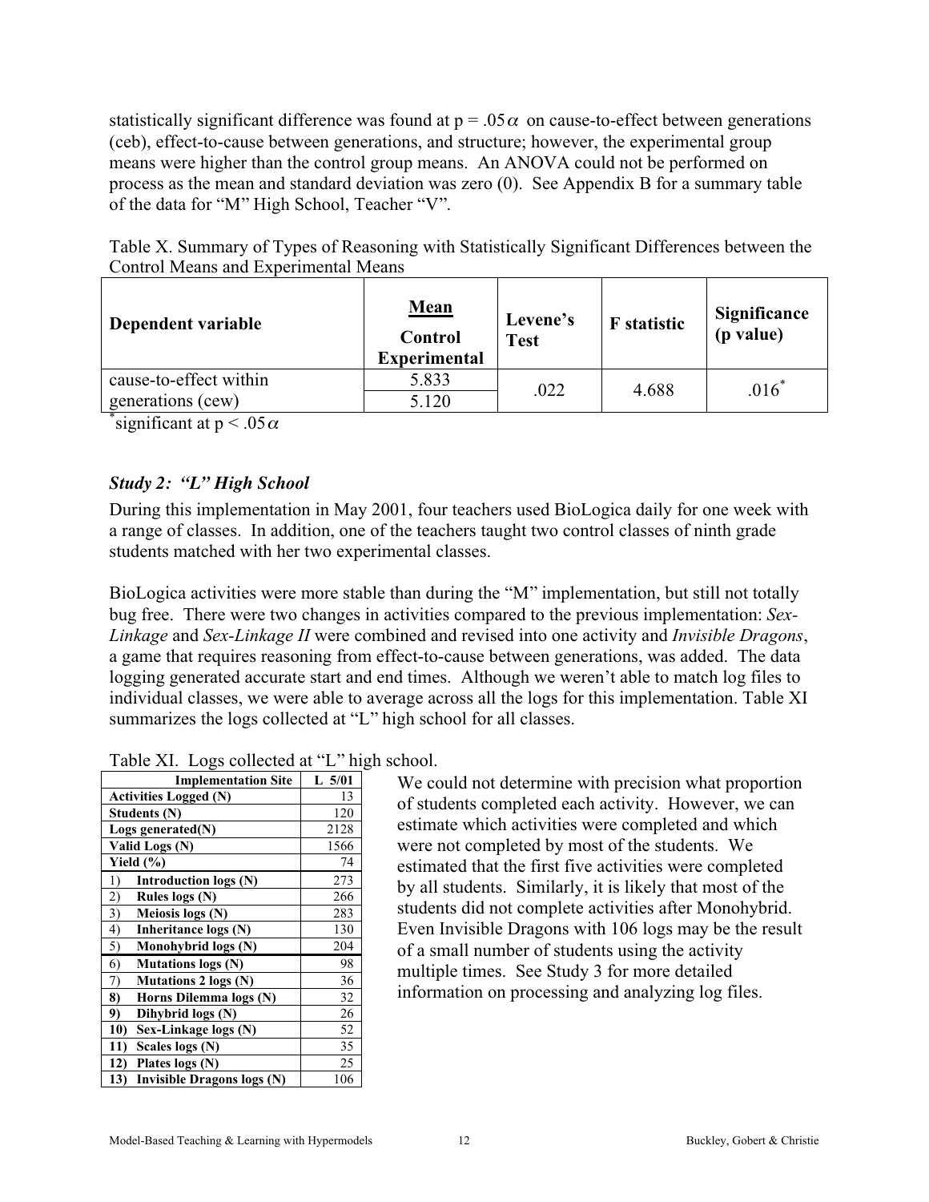statistically significant difference was found at $p = .05\alpha$ on cause-to-effect between generations (ceb), effect-to-cause between generations, and structure; however, the experimental group means were higher than the control group means. An ANOVA could not be performed on process as the mean and standard deviation was zero (0). See Appendix B for a summary table of the data for "M" High School, Teacher "V".

Table X. Summary of Types of Reasoning with Statistically Significant Differences between the Control Means and Experimental Means

| Dependent variable | Mean<br>Control<br>Experimental | Levene's Test | F statistic | Significance (p value) |
|---|---|---|---|---|
| cause-to-effect within generations (cew) | 5.833<br>5.120 | .022 | 4.688 | .016* |

*significant at $p < .05\alpha$

### *Study 2: "L" High School*

During this implementation in May 2001, four teachers used BioLogica daily for one week with a range of classes. In addition, one of the teachers taught two control classes of ninth grade students matched with her two experimental classes.

BioLogica activities were more stable than during the "M" implementation, but still not totally bug free. There were two changes in activities compared to the previous implementation: *Sex-Linkage* and *Sex-Linkage II* were combined and revised into one activity and *Invisible Dragons*, a game that requires reasoning from effect-to-cause between generations, was added. The data logging generated accurate start and end times. Although we weren't able to match log files to individual classes, we were able to average across all the logs for this implementation. Table XI summarizes the logs collected at "L" high school for all classes.

Table XI. Logs collected at "L" high school.

| Implementation Site | L 5/01 |
|---|---|
| **Activities Logged (N)** | 13 |
| **Students (N)** | 120 |
| **Logs generated(N)** | 2128 |
| **Valid Logs (N)** | 1566 |
| **Yield (%)** | 74 |
| 1) **Introduction logs (N)** | 273 |
| 2) **Rules logs (N)** | 266 |
| 3) **Meiosis logs (N)** | 283 |
| 4) **Inheritance logs (N)** | 130 |
| 5) **Monohybrid logs (N)** | 204 |
| 6) **Mutations logs (N)** | 98 |
| 7) **Mutations 2 logs (N)** | 36 |
| **8) Horns Dilemma logs (N)** | 32 |
| **9) Dihybrid logs (N)** | 26 |
| **10) Sex-Linkage logs (N)** | 52 |
| **11) Scales logs (N)** | 35 |
| **12) Plates logs (N)** | 25 |
| **13) Invisible Dragons logs (N)** | 106 |

We could not determine with precision what proportion of students completed each activity. However, we can estimate which activities were completed and which were not completed by most of the students. We estimated that the first five activities were completed by all students. Similarly, it is likely that most of the students did not complete activities after Monohybrid. Even Invisible Dragons with 106 logs may be the result of a small number of students using the activity multiple times. See Study 3 for more detailed information on processing and analyzing log files.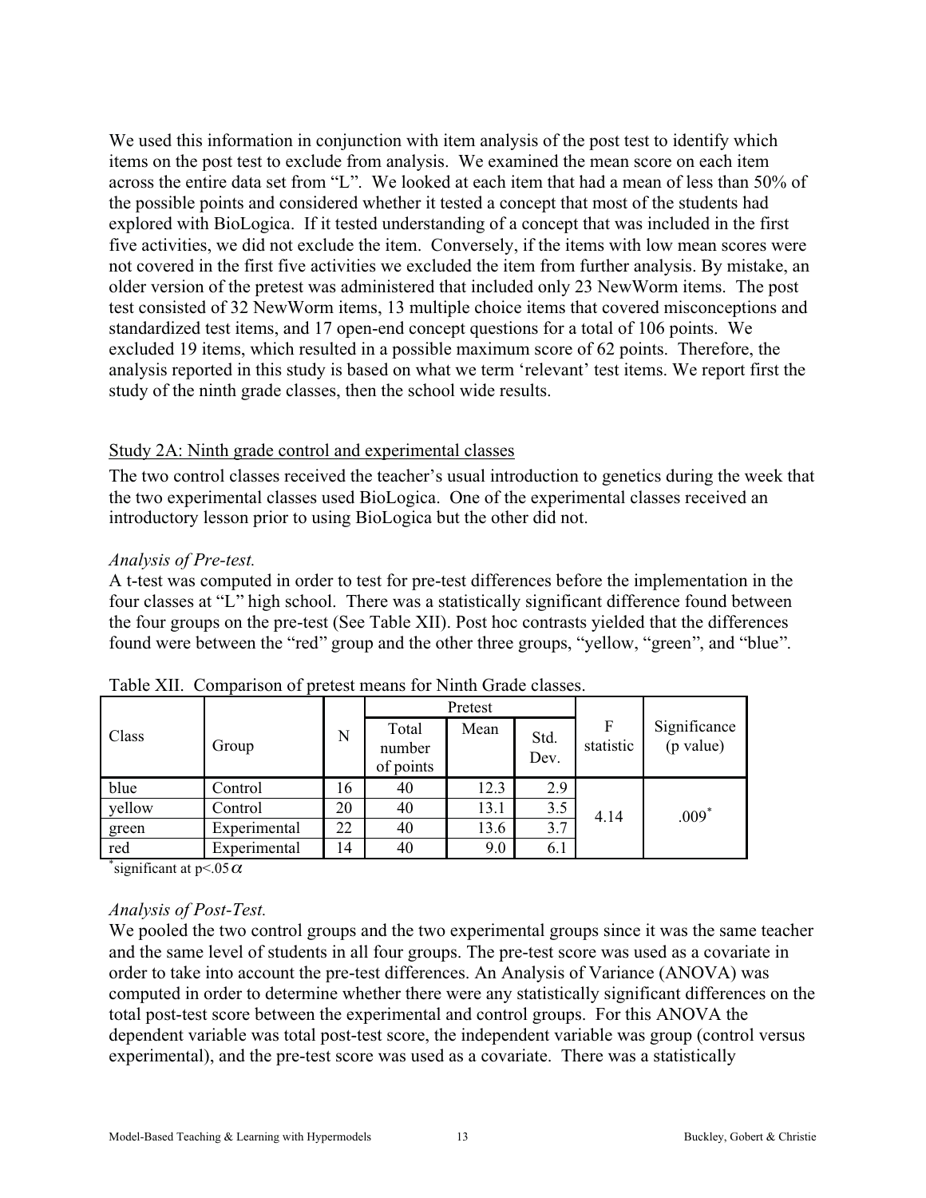We used this information in conjunction with item analysis of the post test to identify which items on the post test to exclude from analysis. We examined the mean score on each item across the entire data set from "L". We looked at each item that had a mean of less than 50% of the possible points and considered whether it tested a concept that most of the students had explored with BioLogica. If it tested understanding of a concept that was included in the first five activities, we did not exclude the item. Conversely, if the items with low mean scores were not covered in the first five activities we excluded the item from further analysis. By mistake, an older version of the pretest was administered that included only 23 NewWorm items. The post test consisted of 32 NewWorm items, 13 multiple choice items that covered misconceptions and standardized test items, and 17 open-end concept questions for a total of 106 points. We excluded 19 items, which resulted in a possible maximum score of 62 points. Therefore, the analysis reported in this study is based on what we term 'relevant' test items. We report first the study of the ninth grade classes, then the school wide results.

Study 2A: Ninth grade control and experimental classes

The two control classes received the teacher's usual introduction to genetics during the week that the two experimental classes used BioLogica. One of the experimental classes received an introductory lesson prior to using BioLogica but the other did not.

*Analysis of Pre-test.*

A t-test was computed in order to test for pre-test differences before the implementation in the four classes at "L" high school. There was a statistically significant difference found between the four groups on the pre-test (See Table XII). Post hoc contrasts yielded that the differences found were between the "red" group and the other three groups, "yellow, "green", and "blue".

Table XII. Comparison of pretest means for Ninth Grade classes.

| Class | Group | N | Pretest | | | F statistic | Significance (p value) |
|---|---|---|---|---|---|---|---|
| | | | Total number of points | Mean | Std. Dev. | | |
| blue | Control | 16 | 40 | 12.3 | 2.9 | 4.14 | .009* |
| yellow | Control | 20 | 40 | 13.1 | 3.5 | | |
| green | Experimental | 22 | 40 | 13.6 | 3.7 | | |
| red | Experimental | 14 | 40 | 9.0 | 6.1 | | |

*significant at $p<.05\alpha$

*Analysis of Post-Test.*

We pooled the two control groups and the two experimental groups since it was the same teacher and the same level of students in all four groups. The pre-test score was used as a covariate in order to take into account the pre-test differences. An Analysis of Variance (ANOVA) was computed in order to determine whether there were any statistically significant differences on the total post-test score between the experimental and control groups. For this ANOVA the dependent variable was total post-test score, the independent variable was group (control versus experimental), and the pre-test score was used as a covariate. There was a statistically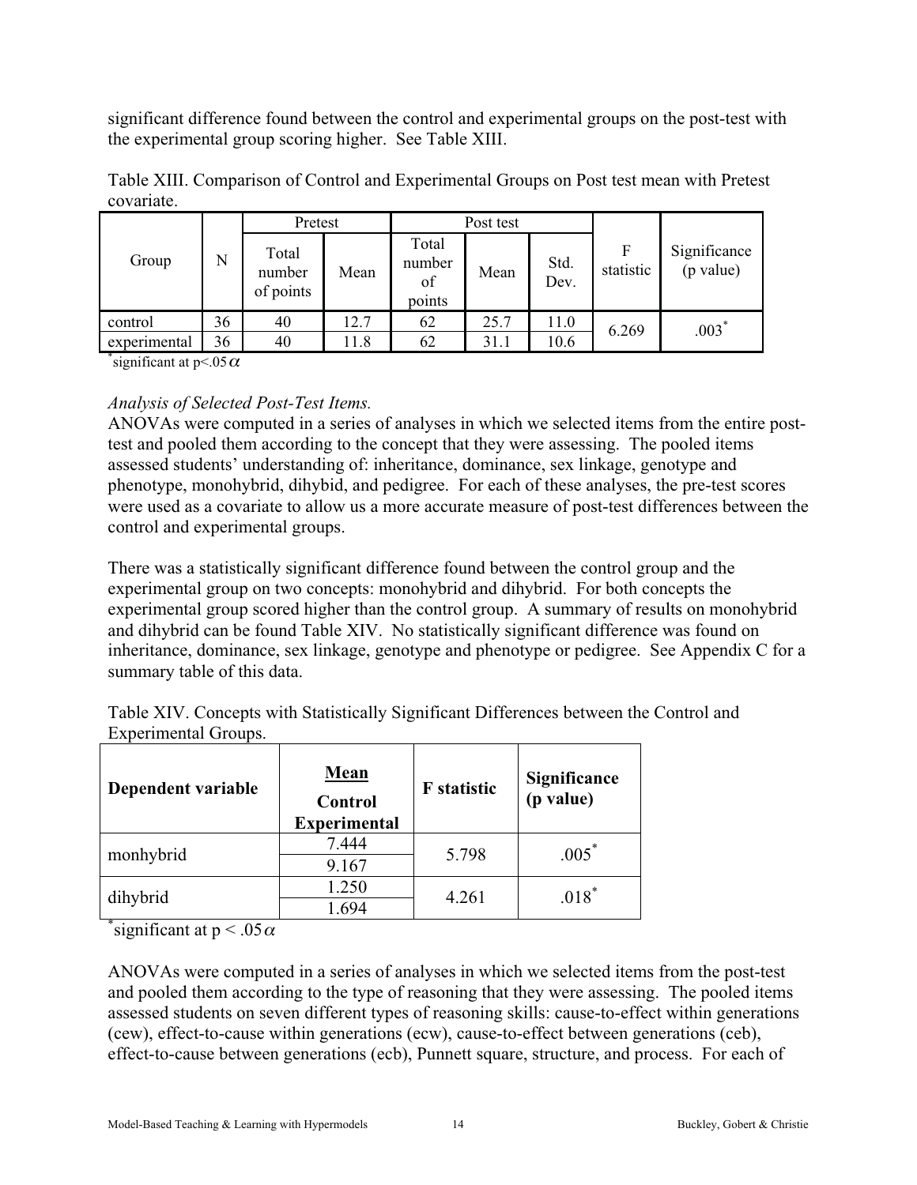significant difference found between the control and experimental groups on the post-test with the experimental group scoring higher. See Table XIII.

Table XIII. Comparison of Control and Experimental Groups on Post test mean with Pretest covariate.

| Group | N | Pretest | | Post test | | | F statistic | Significance (p value) |
|---|---|---|---|---|---|---|---|---|
| | | Total number of points | Mean | Total number of points | Mean | Std. Dev. | | |
| control | 36 | 40 | 12.7 | 62 | 25.7 | 11.0 | 6.269 | .003* |
| experimental | 36 | 40 | 11.8 | 62 | 31.1 | 10.6 | | |

*significant at $p<.05\alpha$

*Analysis of Selected Post-Test Items.*
ANOVAs were computed in a series of analyses in which we selected items from the entire post-test and pooled them according to the concept that they were assessing. The pooled items assessed students' understanding of: inheritance, dominance, sex linkage, genotype and phenotype, monohybrid, dihybid, and pedigree. For each of these analyses, the pre-test scores were used as a covariate to allow us a more accurate measure of post-test differences between the control and experimental groups.

There was a statistically significant difference found between the control group and the experimental group on two concepts: monohybrid and dihybrid. For both concepts the experimental group scored higher than the control group. A summary of results on monohybrid and dihybrid can be found Table XIV. No statistically significant difference was found on inheritance, dominance, sex linkage, genotype and phenotype or pedigree. See Appendix C for a summary table of this data.

Table XIV. Concepts with Statistically Significant Differences between the Control and Experimental Groups.

| **Dependent variable** | **Mean** **Control** **Experimental** | **F statistic** | **Significance (p value)** |
|---|---|---|---|
| monhybrid | 7.444 | 5.798 | .005* |
| | 9.167 | | |
| dihybrid | 1.250 | 4.261 | .018* |
| | 1.694 | | |

*significant at $p < .05\alpha$

ANOVAs were computed in a series of analyses in which we selected items from the post-test and pooled them according to the type of reasoning that they were assessing. The pooled items assessed students on seven different types of reasoning skills: cause-to-effect within generations (cew), effect-to-cause within generations (ecw), cause-to-effect between generations (ceb), effect-to-cause between generations (ecb), Punnett square, structure, and process. For each of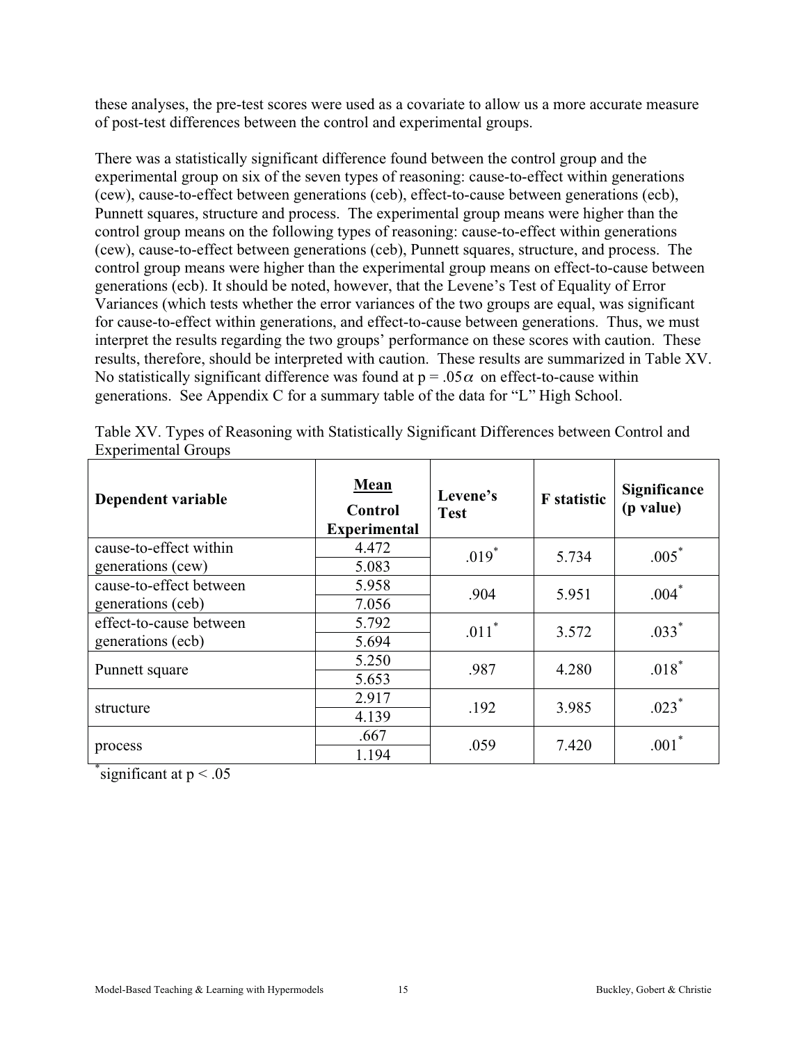these analyses, the pre-test scores were used as a covariate to allow us a more accurate measure of post-test differences between the control and experimental groups.

There was a statistically significant difference found between the control group and the experimental group on six of the seven types of reasoning: cause-to-effect within generations (cew), cause-to-effect between generations (ceb), effect-to-cause between generations (ecb), Punnett squares, structure and process. The experimental group means were higher than the control group means on the following types of reasoning: cause-to-effect within generations (cew), cause-to-effect between generations (ceb), Punnett squares, structure, and process. The control group means were higher than the experimental group means on effect-to-cause between generations (ecb). It should be noted, however, that the Levene's Test of Equality of Error Variances (which tests whether the error variances of the two groups are equal, was significant for cause-to-effect within generations, and effect-to-cause between generations. Thus, we must interpret the results regarding the two groups' performance on these scores with caution. These results, therefore, should be interpreted with caution. These results are summarized in Table XV. No statistically significant difference was found at $p = .05\alpha$ on effect-to-cause within generations. See Appendix C for a summary table of the data for "L" High School.

Table XV. Types of Reasoning with Statistically Significant Differences between Control and Experimental Groups

| Dependent variable | Mean<br>Control<br>Experimental | Levene's Test | F statistic | Significance (p value) |
|---|---|---|---|---|
| cause-to-effect within generations (cew) | 4.472<br>5.083 | .019* | 5.734 | .005* |
| cause-to-effect between generations (ceb) | 5.958<br>7.056 | .904 | 5.951 | .004* |
| effect-to-cause between generations (ecb) | 5.792<br>5.694 | .011* | 3.572 | .033* |
| Punnett square | 5.250<br>5.653 | .987 | 4.280 | .018* |
| structure | 2.917<br>4.139 | .192 | 3.985 | .023* |
| process | .667<br>1.194 | .059 | 7.420 | .001* |

*significant at $p < .05$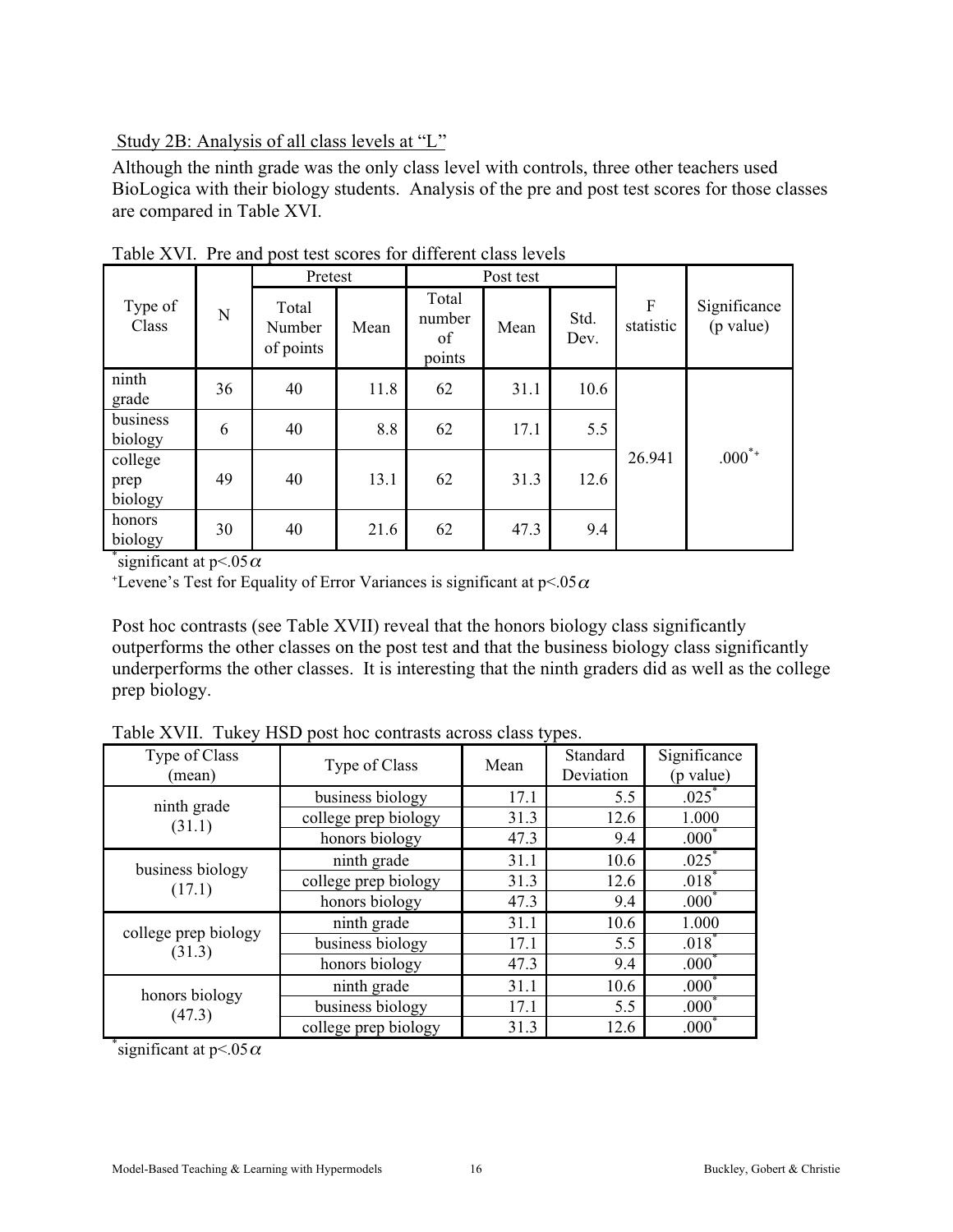Study 2B: Analysis of all class levels at "L"

Although the ninth grade was the only class level with controls, three other teachers used BioLogica with their biology students. Analysis of the pre and post test scores for those classes are compared in Table XVI.

Table XVI. Pre and post test scores for different class levels

| Type of Class | N | Pretest | | Post test | | | F statistic | Significance (p value) |
|---|---|---|---|---|---|---|---|---|
| | | Total Number of points | Mean | Total number of points | Mean | Std. Dev. | | |
| ninth grade | 36 | 40 | 11.8 | 62 | 31.1 | 10.6 | 26.941 | .000*+ |
| business biology | 6 | 40 | 8.8 | 62 | 17.1 | 5.5 | | |
| college prep biology | 49 | 40 | 13.1 | 62 | 31.3 | 12.6 | | |
| honors biology | 30 | 40 | 21.6 | 62 | 47.3 | 9.4 | | |

*significant at p<.05 $\alpha$

+Levene's Test for Equality of Error Variances is significant at p<.05 $\alpha$

Post hoc contrasts (see Table XVII) reveal that the honors biology class significantly outperforms the other classes on the post test and that the business biology class significantly underperforms the other classes. It is interesting that the ninth graders did as well as the college prep biology.

Table XVII. Tukey HSD post hoc contrasts across class types.

| Type of Class (mean) | Type of Class | Mean | Standard Deviation | Significance (p value) |
|---|---|---|---|---|
| ninth grade (31.1) | business biology | 17.1 | 5.5 | .025* |
| | college prep biology | 31.3 | 12.6 | 1.000 |
| | honors biology | 47.3 | 9.4 | .000* |
| business biology (17.1) | ninth grade | 31.1 | 10.6 | .025* |
| | college prep biology | 31.3 | 12.6 | .018* |
| | honors biology | 47.3 | 9.4 | .000* |
| college prep biology (31.3) | ninth grade | 31.1 | 10.6 | 1.000 |
| | business biology | 17.1 | 5.5 | .018* |
| | honors biology | 47.3 | 9.4 | .000* |
| honors biology (47.3) | ninth grade | 31.1 | 10.6 | .000* |
| | business biology | 17.1 | 5.5 | .000* |
| | college prep biology | 31.3 | 12.6 | .000* |

*significant at p<.05 $\alpha$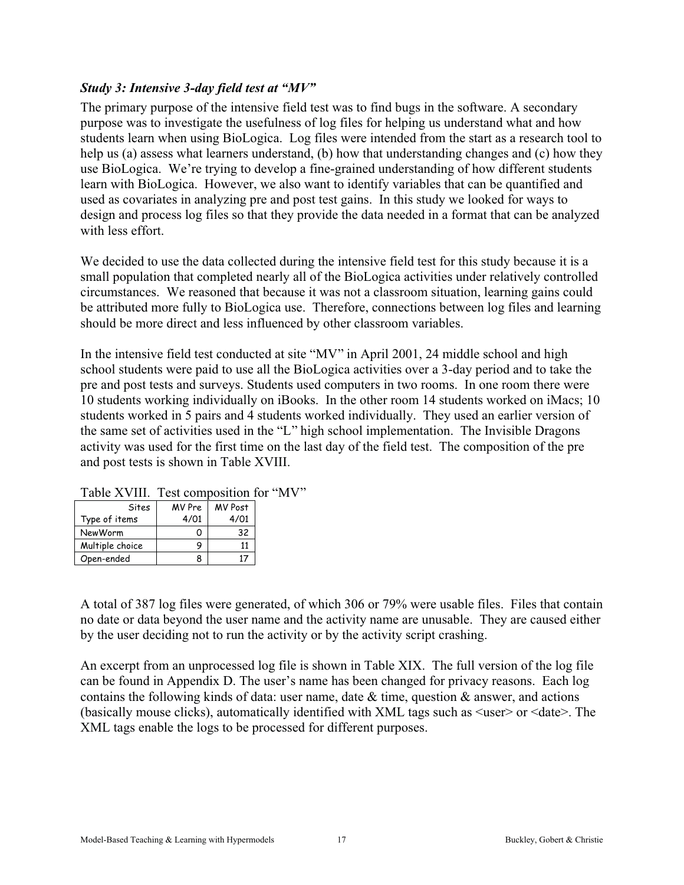### *Study 3: Intensive 3-day field test at "MV"*

The primary purpose of the intensive field test was to find bugs in the software. A secondary purpose was to investigate the usefulness of log files for helping us understand what and how students learn when using BioLogica. Log files were intended from the start as a research tool to help us (a) assess what learners understand, (b) how that understanding changes and (c) how they use BioLogica. We're trying to develop a fine-grained understanding of how different students learn with BioLogica. However, we also want to identify variables that can be quantified and used as covariates in analyzing pre and post test gains. In this study we looked for ways to design and process log files so that they provide the data needed in a format that can be analyzed with less effort.

We decided to use the data collected during the intensive field test for this study because it is a small population that completed nearly all of the BioLogica activities under relatively controlled circumstances. We reasoned that because it was not a classroom situation, learning gains could be attributed more fully to BioLogica use. Therefore, connections between log files and learning should be more direct and less influenced by other classroom variables.

In the intensive field test conducted at site "MV" in April 2001, 24 middle school and high school students were paid to use all the BioLogica activities over a 3-day period and to take the pre and post tests and surveys. Students used computers in two rooms. In one room there were 10 students working individually on iBooks. In the other room 14 students worked on iMacs; 10 students worked in 5 pairs and 4 students worked individually. They used an earlier version of the same set of activities used in the "L" high school implementation. The Invisible Dragons activity was used for the first time on the last day of the field test. The composition of the pre and post tests is shown in Table XVIII.

Table XVIII. Test composition for "MV"

| Sites<br>Type of items | MV Pre<br>4/01 | MV Post<br>4/01 |
|---|---|---|
| NewWorm | 0 | 32 |
| Multiple choice | 9 | 11 |
| Open-ended | 8 | 17 |

A total of 387 log files were generated, of which 306 or 79% were usable files. Files that contain no date or data beyond the user name and the activity name are unusable. They are caused either by the user deciding not to run the activity or by the activity script crashing.

An excerpt from an unprocessed log file is shown in Table XIX. The full version of the log file can be found in Appendix D. The user's name has been changed for privacy reasons. Each log contains the following kinds of data: user name, date & time, question & answer, and actions (basically mouse clicks), automatically identified with XML tags such as <user> or <date>. The XML tags enable the logs to be processed for different purposes.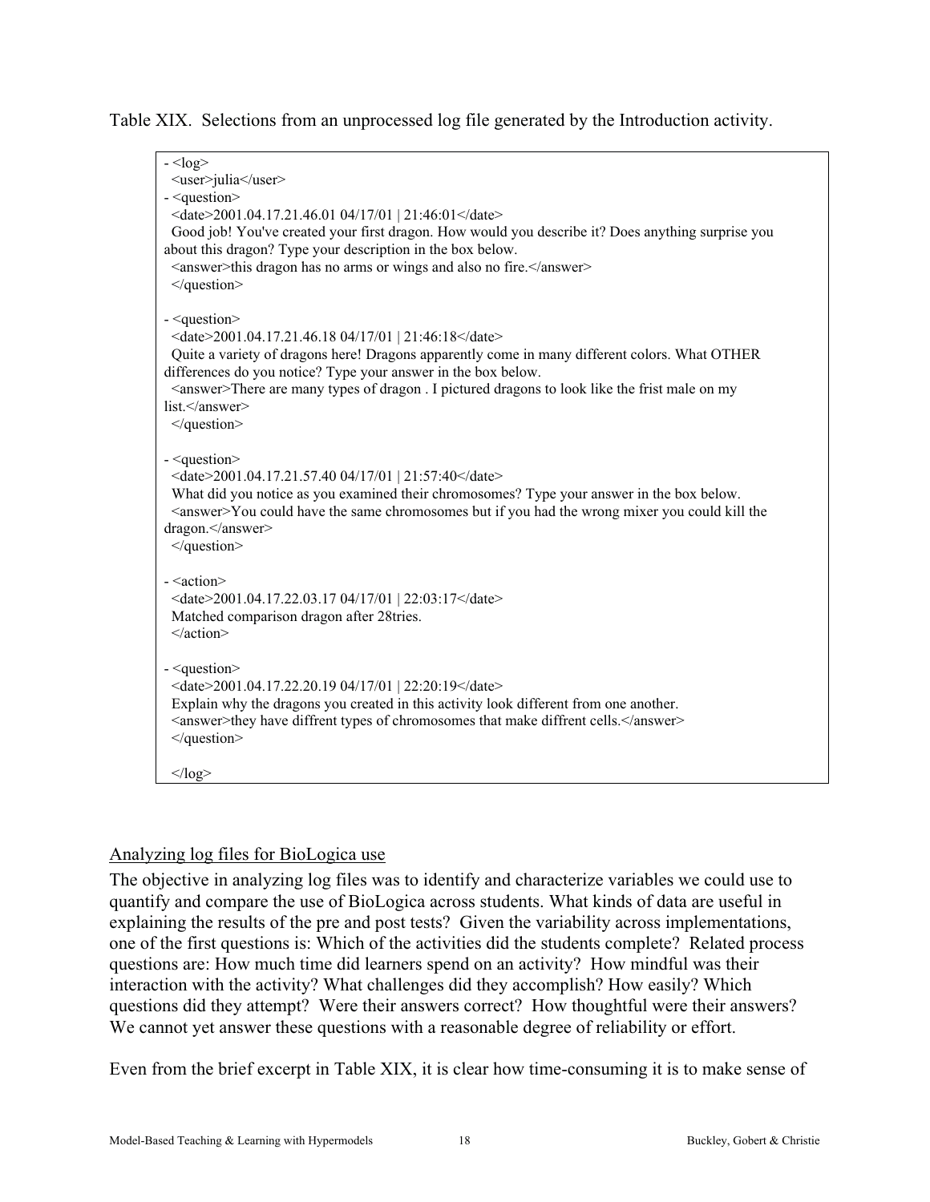Table XIX. Selections from an unprocessed log file generated by the Introduction activity.

```
- <log>
  <user>julia</user>
- <question>
  <date>2001.04.17.21.46.01 04/17/01 | 21:46:01</date>
  Good job! You've created your first dragon. How would you describe it? Does anything surprise you
about this dragon? Type your description in the box below.
  <answer>this dragon has no arms or wings and also no fire.</answer>
  </question>

- <question>
  <date>2001.04.17.21.46.18 04/17/01 | 21:46:18</date>
  Quite a variety of dragons here! Dragons apparently come in many different colors. What OTHER
differences do you notice? Type your answer in the box below.
  <answer>There are many types of dragon . I pictured dragons to look like the frist male on my
list.</answer>
  </question>

- <question>
  <date>2001.04.17.21.57.40 04/17/01 | 21:57:40</date>
  What did you notice as you examined their chromosomes? Type your answer in the box below.
  <answer>You could have the same chromosomes but if you had the wrong mixer you could kill the
dragon.</answer>
  </question>

- <action>
  <date>2001.04.17.22.03.17 04/17/01 | 22:03:17</date>
  Matched comparison dragon after 28tries.
  </action>

- <question>
  <date>2001.04.17.22.20.19 04/17/01 | 22:20:19</date>
  Explain why the dragons you created in this activity look different from one another.
  <answer>they have diffrent types of chromosomes that make diffrent cells.</answer>
  </question>

  </log>
```

## Analyzing log files for BioLogica use

The objective in analyzing log files was to identify and characterize variables we could use to quantify and compare the use of BioLogica across students. What kinds of data are useful in explaining the results of the pre and post tests? Given the variability across implementations, one of the first questions is: Which of the activities did the students complete? Related process questions are: How much time did learners spend on an activity? How mindful was their interaction with the activity? What challenges did they accomplish? How easily? Which questions did they attempt? Were their answers correct? How thoughtful were their answers? We cannot yet answer these questions with a reasonable degree of reliability or effort.

Even from the brief excerpt in Table XIX, it is clear how time-consuming it is to make sense of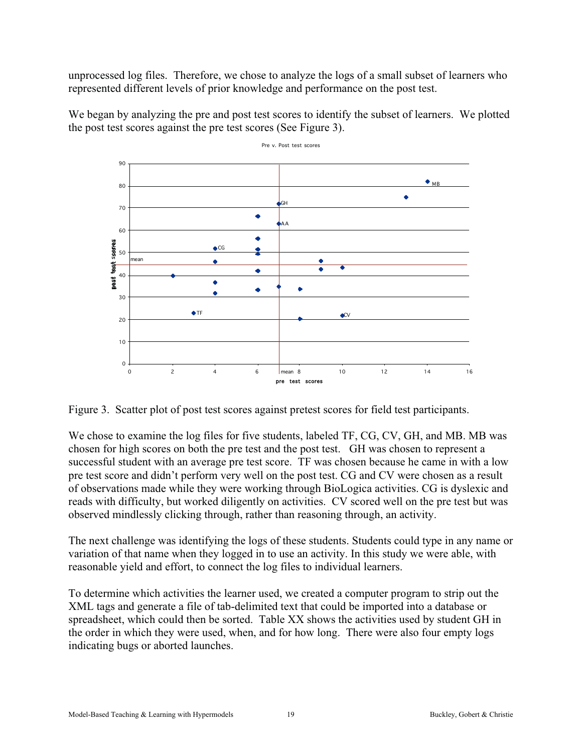unprocessed log files. Therefore, we chose to analyze the logs of a small subset of learners who represented different levels of prior knowledge and performance on the post test.

We began by analyzing the pre and post test scores to identify the subset of learners. We plotted the post test scores against the pre test scores (See Figure 3).

Figure 3. Scatter plot of post test scores against pretest scores for field test participants.

We chose to examine the log files for five students, labeled TF, CG, CV, GH, and MB. MB was chosen for high scores on both the pre test and the post test. GH was chosen to represent a successful student with an average pre test score. TF was chosen because he came in with a low pre test score and didn't perform very well on the post test. CG and CV were chosen as a result of observations made while they were working through BioLogica activities. CG is dyslexic and reads with difficulty, but worked diligently on activities. CV scored well on the pre test but was observed mindlessly clicking through, rather than reasoning through, an activity.

The next challenge was identifying the logs of these students. Students could type in any name or variation of that name when they logged in to use an activity. In this study we were able, with reasonable yield and effort, to connect the log files to individual learners.

To determine which activities the learner used, we created a computer program to strip out the XML tags and generate a file of tab-delimited text that could be imported into a database or spreadsheet, which could then be sorted. Table XX shows the activities used by student GH in the order in which they were used, when, and for how long. There were also four empty logs indicating bugs or aborted launches.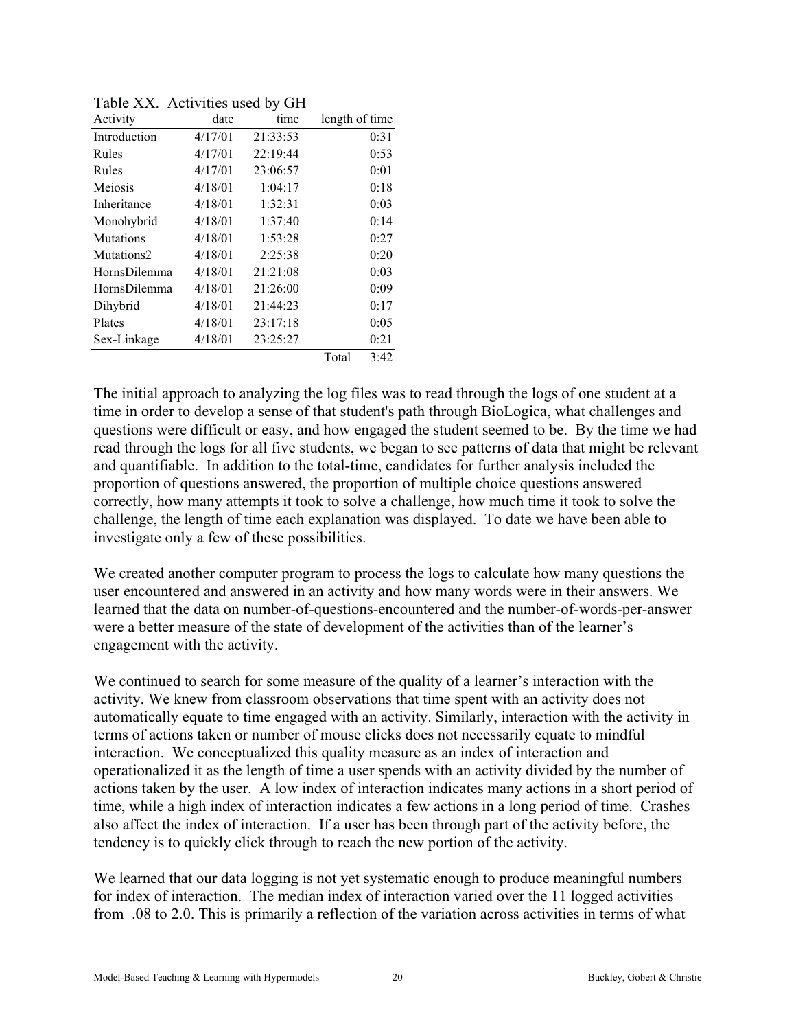Table XX. Activities used by GH

| Activity | date | time | length of time |
|---|---|---|---|
| Introduction | 4/17/01 | 21:33:53 | 0:31 |
| Rules | 4/17/01 | 22:19:44 | 0:53 |
| Rules | 4/17/01 | 23:06:57 | 0:01 |
| Meiosis | 4/18/01 | 1:04:17 | 0:18 |
| Inheritance | 4/18/01 | 1:32:31 | 0:03 |
| Monohybrid | 4/18/01 | 1:37:40 | 0:14 |
| Mutations | 4/18/01 | 1:53:28 | 0:27 |
| Mutations2 | 4/18/01 | 2:25:38 | 0:20 |
| HornsDilemma | 4/18/01 | 21:21:08 | 0:03 |
| HornsDilemma | 4/18/01 | 21:26:00 | 0:09 |
| Dihybrid | 4/18/01 | 21:44:23 | 0:17 |
| Plates | 4/18/01 | 23:17:18 | 0:05 |
| Sex-Linkage | 4/18/01 | 23:25:27 | 0:21 |
| | | | Total 3:42 |

The initial approach to analyzing the log files was to read through the logs of one student at a time in order to develop a sense of that student's path through BioLogica, what challenges and questions were difficult or easy, and how engaged the student seemed to be. By the time we had read through the logs for all five students, we began to see patterns of data that might be relevant and quantifiable. In addition to the total-time, candidates for further analysis included the proportion of questions answered, the proportion of multiple choice questions answered correctly, how many attempts it took to solve a challenge, how much time it took to solve the challenge, the length of time each explanation was displayed. To date we have been able to investigate only a few of these possibilities.

We created another computer program to process the logs to calculate how many questions the user encountered and answered in an activity and how many words were in their answers. We learned that the data on number-of-questions-encountered and the number-of-words-per-answer were a better measure of the state of development of the activities than of the learner's engagement with the activity.

We continued to search for some measure of the quality of a learner's interaction with the activity. We knew from classroom observations that time spent with an activity does not automatically equate to time engaged with an activity. Similarly, interaction with the activity in terms of actions taken or number of mouse clicks does not necessarily equate to mindful interaction. We conceptualized this quality measure as an index of interaction and operationalized it as the length of time a user spends with an activity divided by the number of actions taken by the user. A low index of interaction indicates many actions in a short period of time, while a high index of interaction indicates a few actions in a long period of time. Crashes also affect the index of interaction. If a user has been through part of the activity before, the tendency is to quickly click through to reach the new portion of the activity.

We learned that our data logging is not yet systematic enough to produce meaningful numbers for index of interaction. The median index of interaction varied over the 11 logged activities from .08 to 2.0. This is primarily a reflection of the variation across activities in terms of what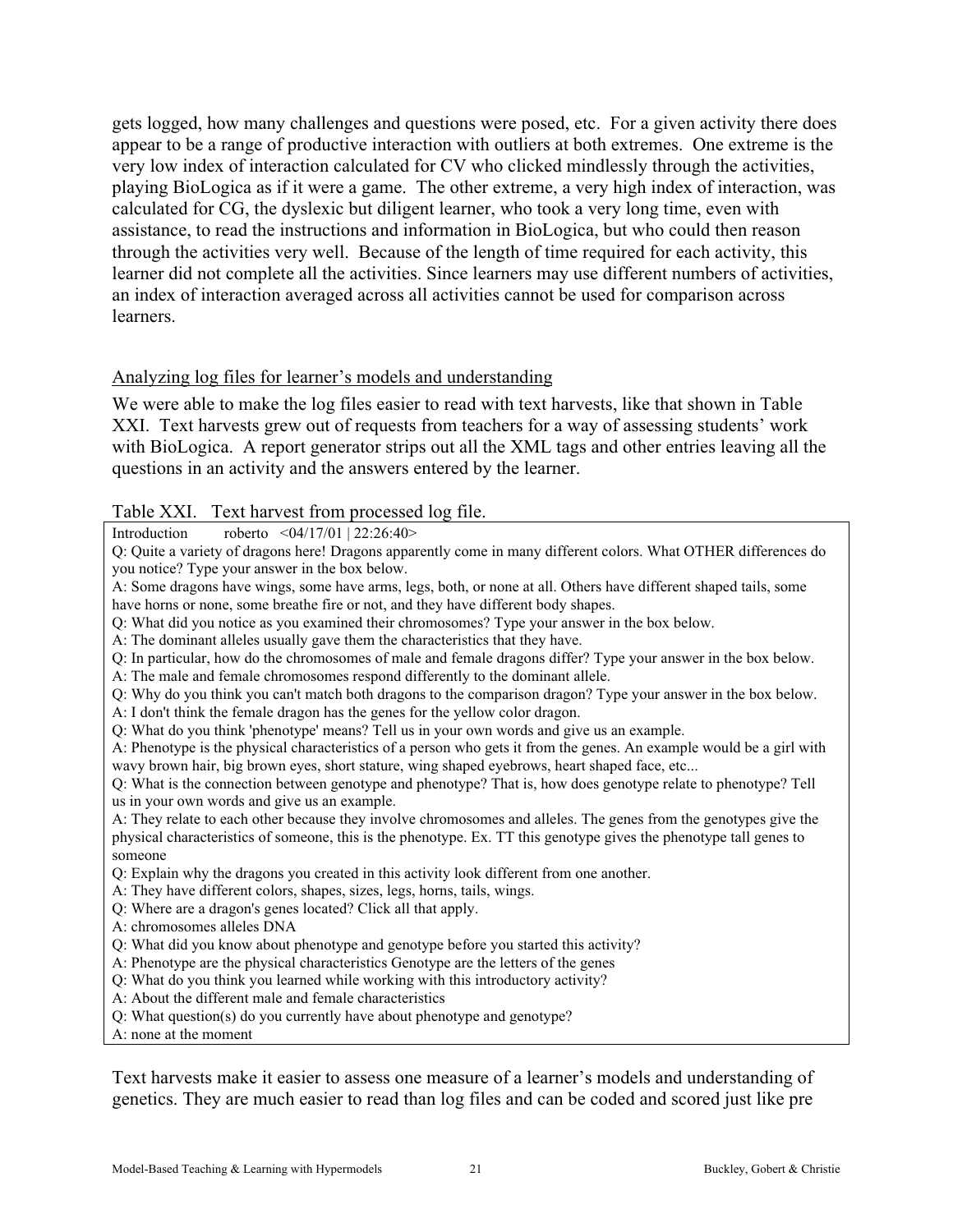gets logged, how many challenges and questions were posed, etc. For a given activity there does appear to be a range of productive interaction with outliers at both extremes. One extreme is the very low index of interaction calculated for CV who clicked mindlessly through the activities, playing BioLogica as if it were a game. The other extreme, a very high index of interaction, was calculated for CG, the dyslexic but diligent learner, who took a very long time, even with assistance, to read the instructions and information in BioLogica, but who could then reason through the activities very well. Because of the length of time required for each activity, this learner did not complete all the activities. Since learners may use different numbers of activities, an index of interaction averaged across all activities cannot be used for comparison across learners.

## Analyzing log files for learner's models and understanding

We were able to make the log files easier to read with text harvests, like that shown in Table XXI. Text harvests grew out of requests from teachers for a way of assessing students' work with BioLogica. A report generator strips out all the XML tags and other entries leaving all the questions in an activity and the answers entered by the learner.

Table XXI. Text harvest from processed log file.

| |
|---|
| Introduction roberto <04/17/01 \| 22:26:40> |
| Q: Quite a variety of dragons here! Dragons apparently come in many different colors. What OTHER differences do you notice? Type your answer in the box below. |
| A: Some dragons have wings, some have arms, legs, both, or none at all. Others have different shaped tails, some have horns or none, some breathe fire or not, and they have different body shapes. |
| Q: What did you notice as you examined their chromosomes? Type your answer in the box below. |
| A: The dominant alleles usually gave them the characteristics that they have. |
| Q: In particular, how do the chromosomes of male and female dragons differ? Type your answer in the box below. |
| A: The male and female chromosomes respond differently to the dominant allele. |
| Q: Why do you think you can't match both dragons to the comparison dragon? Type your answer in the box below. |
| A: I don't think the female dragon has the genes for the yellow color dragon. |
| Q: What do you think 'phenotype' means? Tell us in your own words and give us an example. |
| A: Phenotype is the physical characteristics of a person who gets it from the genes. An example would be a girl with wavy brown hair, big brown eyes, short stature, wing shaped eyebrows, heart shaped face, etc... |
| Q: What is the connection between genotype and phenotype? That is, how does genotype relate to phenotype? Tell us in your own words and give us an example. |
| A: They relate to each other because they involve chromosomes and alleles. The genes from the genotypes give the physical characteristics of someone, this is the phenotype. Ex. TT this genotype gives the phenotype tall genes to someone |
| Q: Explain why the dragons you created in this activity look different from one another. |
| A: They have different colors, shapes, sizes, legs, horns, tails, wings. |
| Q: Where are a dragon's genes located? Click all that apply. |
| A: chromosomes alleles DNA |
| Q: What did you know about phenotype and genotype before you started this activity? |
| A: Phenotype are the physical characteristics Genotype are the letters of the genes |
| Q: What do you think you learned while working with this introductory activity? |
| A: About the different male and female characteristics |
| Q: What question(s) do you currently have about phenotype and genotype? |
| A: none at the moment |

Text harvests make it easier to assess one measure of a learner's models and understanding of genetics. They are much easier to read than log files and can be coded and scored just like pre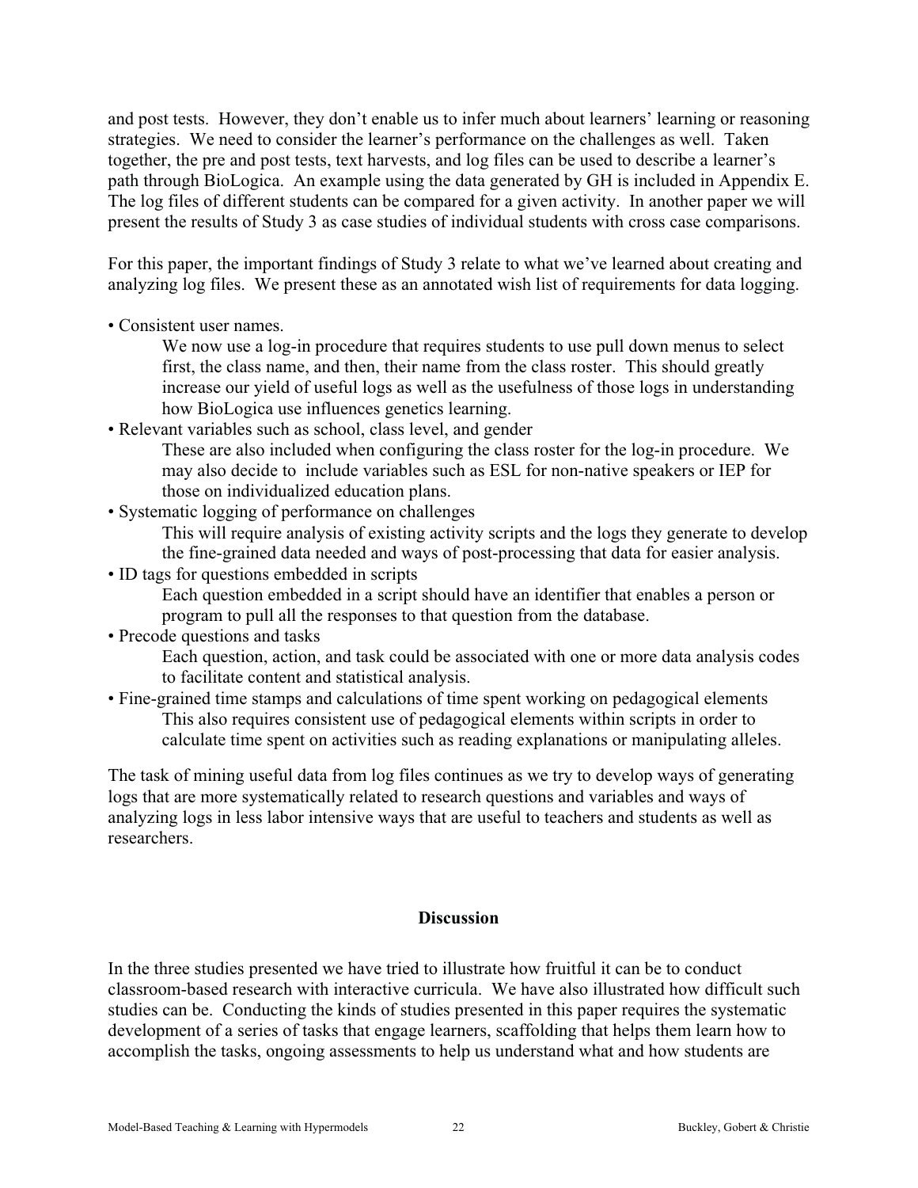and post tests. However, they don't enable us to infer much about learners' learning or reasoning strategies. We need to consider the learner's performance on the challenges as well. Taken together, the pre and post tests, text harvests, and log files can be used to describe a learner's path through BioLogica. An example using the data generated by GH is included in Appendix E. The log files of different students can be compared for a given activity. In another paper we will present the results of Study 3 as case studies of individual students with cross case comparisons.

For this paper, the important findings of Study 3 relate to what we've learned about creating and analyzing log files. We present these as an annotated wish list of requirements for data logging.

- Consistent user names.
  
  We now use a log-in procedure that requires students to use pull down menus to select first, the class name, and then, their name from the class roster. This should greatly increase our yield of useful logs as well as the usefulness of those logs in understanding how BioLogica use influences genetics learning.
- Relevant variables such as school, class level, and gender
  
  These are also included when configuring the class roster for the log-in procedure. We may also decide to include variables such as ESL for non-native speakers or IEP for those on individualized education plans.
- Systematic logging of performance on challenges
  
  This will require analysis of existing activity scripts and the logs they generate to develop the fine-grained data needed and ways of post-processing that data for easier analysis.
- ID tags for questions embedded in scripts
  
  Each question embedded in a script should have an identifier that enables a person or program to pull all the responses to that question from the database.
- Precode questions and tasks
  
  Each question, action, and task could be associated with one or more data analysis codes to facilitate content and statistical analysis.
- Fine-grained time stamps and calculations of time spent working on pedagogical elements
  
  This also requires consistent use of pedagogical elements within scripts in order to calculate time spent on activities such as reading explanations or manipulating alleles.

The task of mining useful data from log files continues as we try to develop ways of generating logs that are more systematically related to research questions and variables and ways of analyzing logs in less labor intensive ways that are useful to teachers and students as well as researchers.

## Discussion

In the three studies presented we have tried to illustrate how fruitful it can be to conduct classroom-based research with interactive curricula. We have also illustrated how difficult such studies can be. Conducting the kinds of studies presented in this paper requires the systematic development of a series of tasks that engage learners, scaffolding that helps them learn how to accomplish the tasks, ongoing assessments to help us understand what and how students are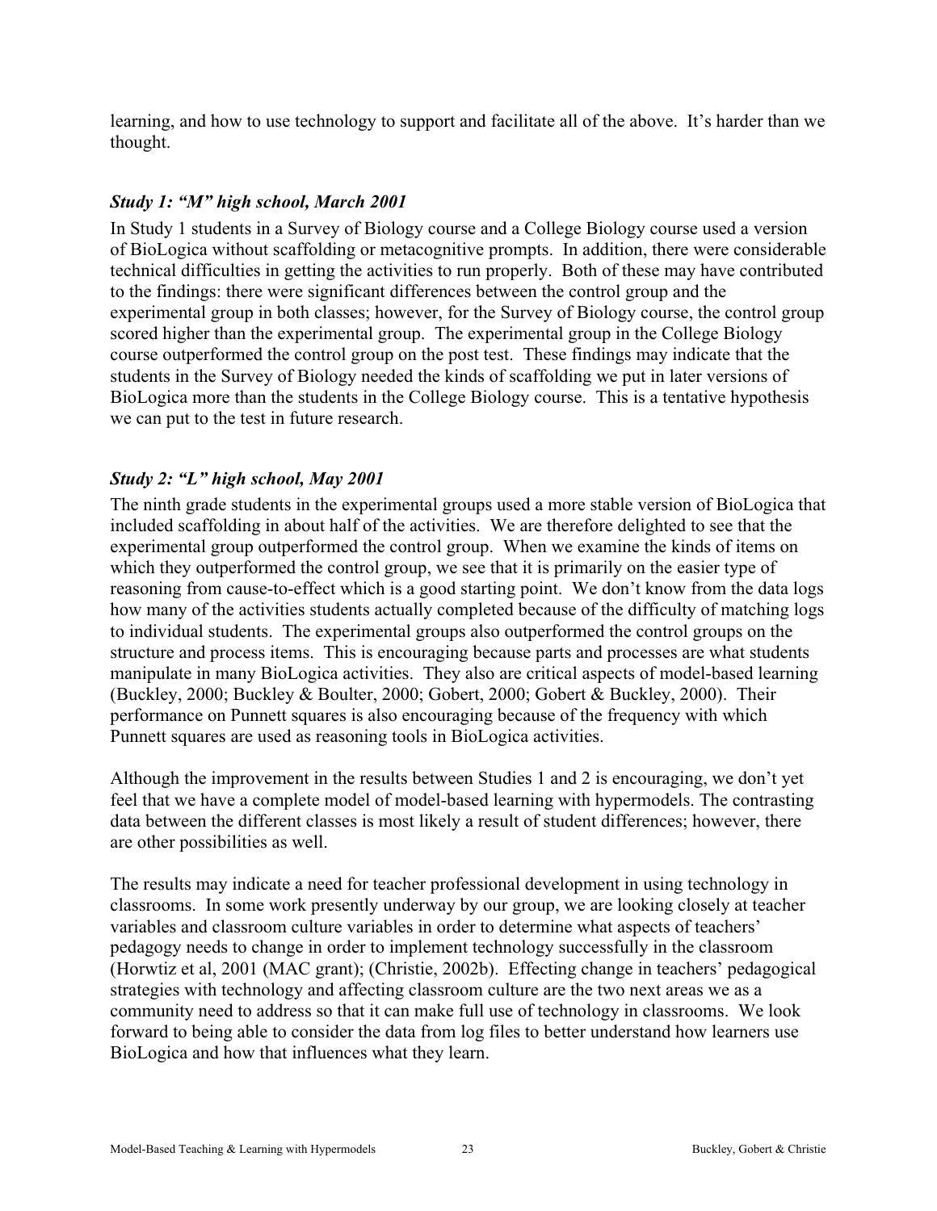learning, and how to use technology to support and facilitate all of the above. It's harder than we thought.

### *Study 1: "M" high school, March 2001*

In Study 1 students in a Survey of Biology course and a College Biology course used a version of BioLogica without scaffolding or metacognitive prompts. In addition, there were considerable technical difficulties in getting the activities to run properly. Both of these may have contributed to the findings: there were significant differences between the control group and the experimental group in both classes; however, for the Survey of Biology course, the control group scored higher than the experimental group. The experimental group in the College Biology course outperformed the control group on the post test. These findings may indicate that the students in the Survey of Biology needed the kinds of scaffolding we put in later versions of BioLogica more than the students in the College Biology course. This is a tentative hypothesis we can put to the test in future research.

### *Study 2: "L" high school, May 2001*

The ninth grade students in the experimental groups used a more stable version of BioLogica that included scaffolding in about half of the activities. We are therefore delighted to see that the experimental group outperformed the control group. When we examine the kinds of items on which they outperformed the control group, we see that it is primarily on the easier type of reasoning from cause-to-effect which is a good starting point. We don't know from the data logs how many of the activities students actually completed because of the difficulty of matching logs to individual students. The experimental groups also outperformed the control groups on the structure and process items. This is encouraging because parts and processes are what students manipulate in many BioLogica activities. They also are critical aspects of model-based learning (Buckley, 2000; Buckley & Boulter, 2000; Gobert, 2000; Gobert & Buckley, 2000). Their performance on Punnett squares is also encouraging because of the frequency with which Punnett squares are used as reasoning tools in BioLogica activities.

Although the improvement in the results between Studies 1 and 2 is encouraging, we don't yet feel that we have a complete model of model-based learning with hypermodels. The contrasting data between the different classes is most likely a result of student differences; however, there are other possibilities as well.

The results may indicate a need for teacher professional development in using technology in classrooms. In some work presently underway by our group, we are looking closely at teacher variables and classroom culture variables in order to determine what aspects of teachers' pedagogy needs to change in order to implement technology successfully in the classroom (Horwtiz et al, 2001 (MAC grant); (Christie, 2002b). Effecting change in teachers' pedagogical strategies with technology and affecting classroom culture are the two next areas we as a community need to address so that it can make full use of technology in classrooms. We look forward to being able to consider the data from log files to better understand how learners use BioLogica and how that influences what they learn.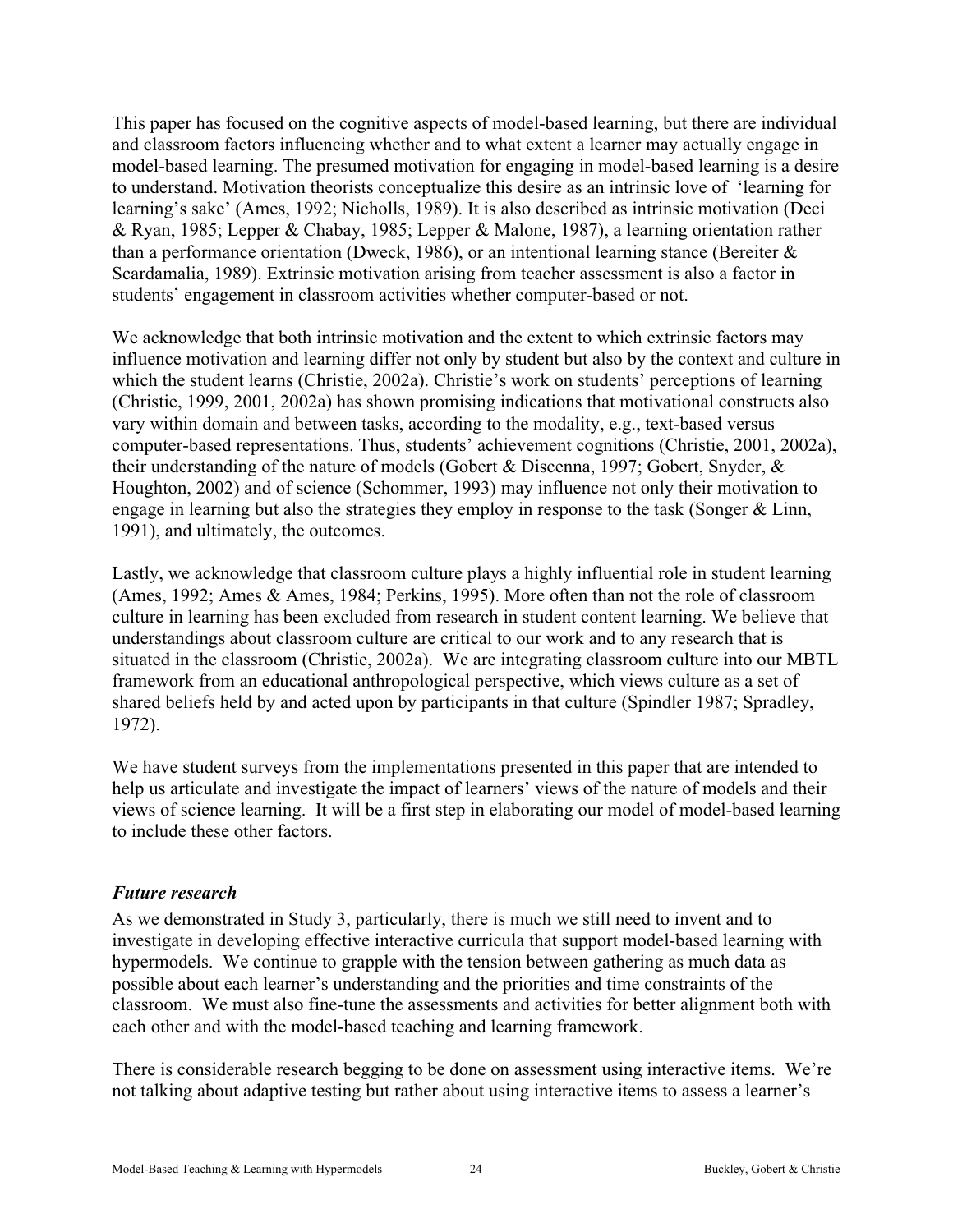This paper has focused on the cognitive aspects of model-based learning, but there are individual and classroom factors influencing whether and to what extent a learner may actually engage in model-based learning. The presumed motivation for engaging in model-based learning is a desire to understand. Motivation theorists conceptualize this desire as an intrinsic love of 'learning for learning's sake' (Ames, 1992; Nicholls, 1989). It is also described as intrinsic motivation (Deci & Ryan, 1985; Lepper & Chabay, 1985; Lepper & Malone, 1987), a learning orientation rather than a performance orientation (Dweck, 1986), or an intentional learning stance (Bereiter & Scardamalia, 1989). Extrinsic motivation arising from teacher assessment is also a factor in students' engagement in classroom activities whether computer-based or not.

We acknowledge that both intrinsic motivation and the extent to which extrinsic factors may influence motivation and learning differ not only by student but also by the context and culture in which the student learns (Christie, 2002a). Christie's work on students' perceptions of learning (Christie, 1999, 2001, 2002a) has shown promising indications that motivational constructs also vary within domain and between tasks, according to the modality, e.g., text-based versus computer-based representations. Thus, students' achievement cognitions (Christie, 2001, 2002a), their understanding of the nature of models (Gobert & Discenna, 1997; Gobert, Snyder, & Houghton, 2002) and of science (Schommer, 1993) may influence not only their motivation to engage in learning but also the strategies they employ in response to the task (Songer & Linn, 1991), and ultimately, the outcomes.

Lastly, we acknowledge that classroom culture plays a highly influential role in student learning (Ames, 1992; Ames & Ames, 1984; Perkins, 1995). More often than not the role of classroom culture in learning has been excluded from research in student content learning. We believe that understandings about classroom culture are critical to our work and to any research that is situated in the classroom (Christie, 2002a). We are integrating classroom culture into our MBTL framework from an educational anthropological perspective, which views culture as a set of shared beliefs held by and acted upon by participants in that culture (Spindler 1987; Spradley, 1972).

We have student surveys from the implementations presented in this paper that are intended to help us articulate and investigate the impact of learners' views of the nature of models and their views of science learning. It will be a first step in elaborating our model of model-based learning to include these other factors.

### *Future research*

As we demonstrated in Study 3, particularly, there is much we still need to invent and to investigate in developing effective interactive curricula that support model-based learning with hypermodels. We continue to grapple with the tension between gathering as much data as possible about each learner's understanding and the priorities and time constraints of the classroom. We must also fine-tune the assessments and activities for better alignment both with each other and with the model-based teaching and learning framework.

There is considerable research begging to be done on assessment using interactive items. We're not talking about adaptive testing but rather about using interactive items to assess a learner's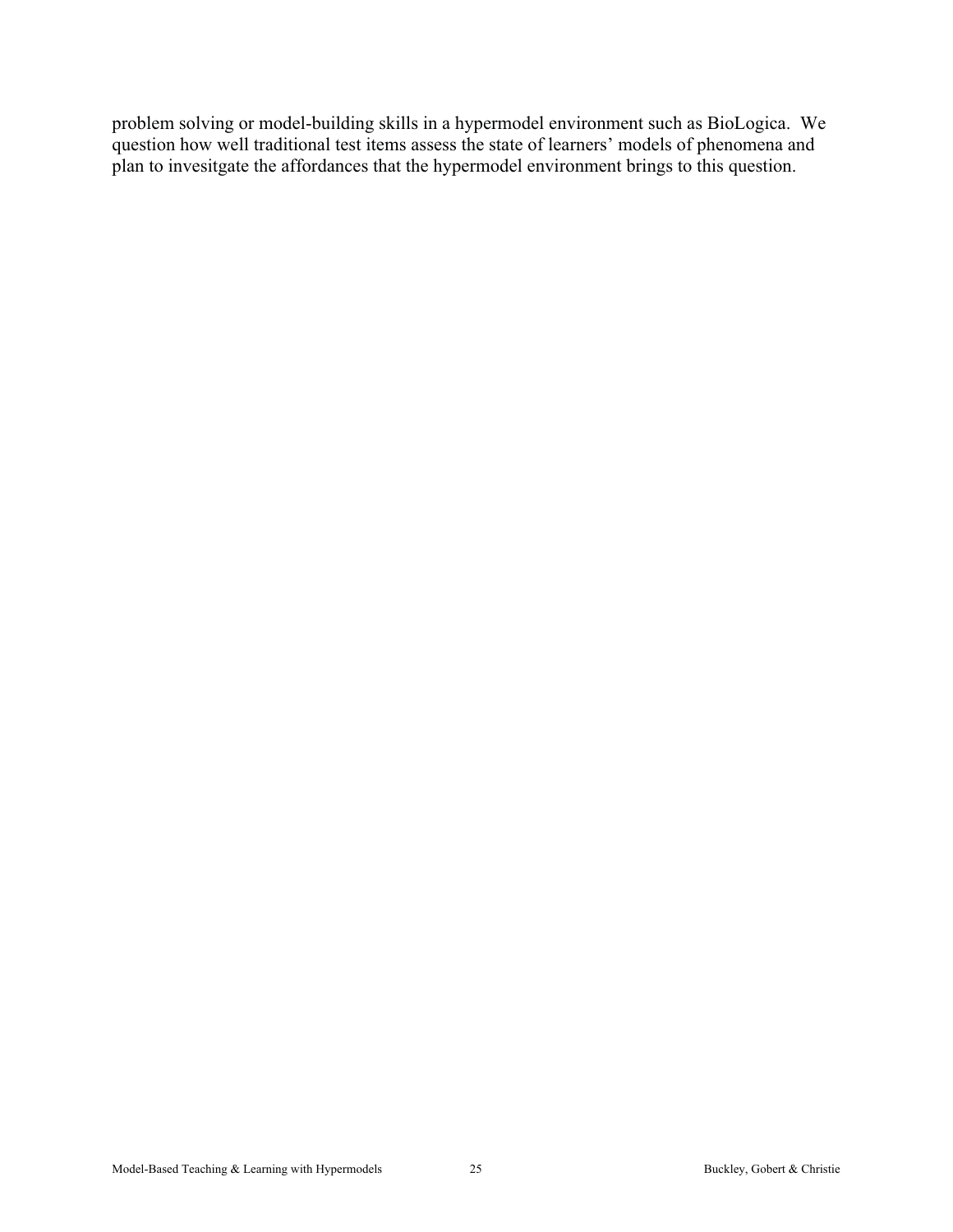problem solving or model-building skills in a hypermodel environment such as BioLogica. We question how well traditional test items assess the state of learners' models of phenomena and plan to invesitgate the affordances that the hypermodel environment brings to this question.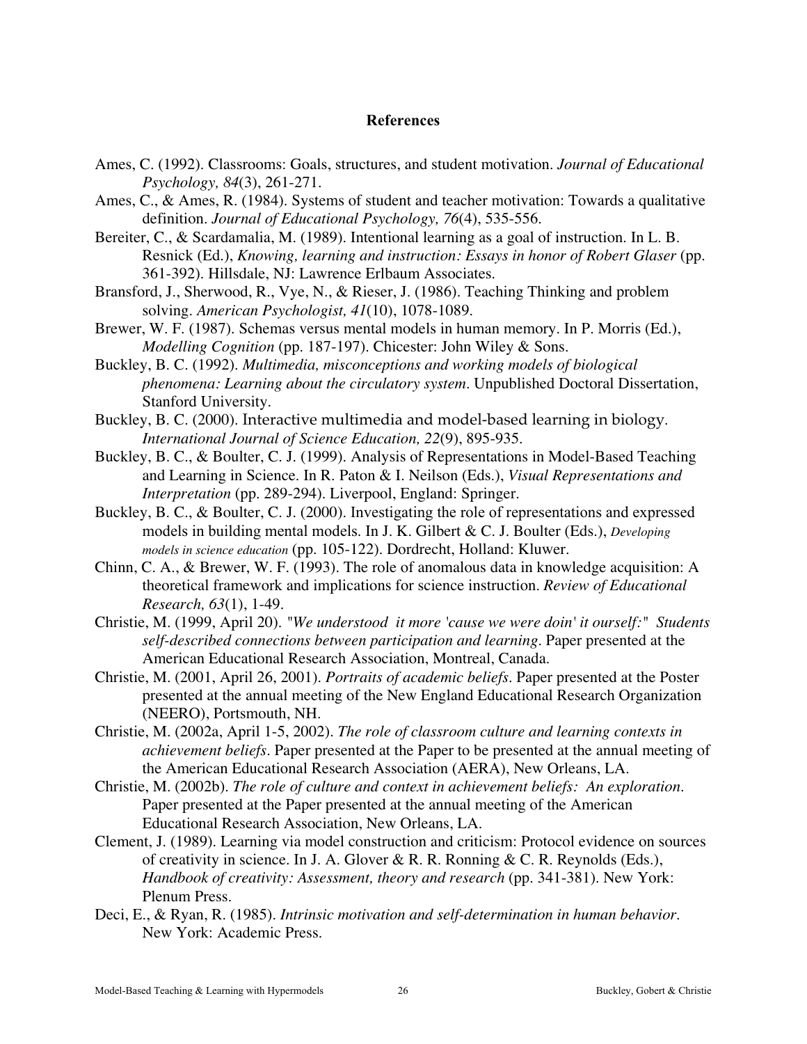# References

Ames, C. (1992). Classrooms: Goals, structures, and student motivation. *Journal of Educational Psychology, 84*(3), 261-271.

Ames, C., & Ames, R. (1984). Systems of student and teacher motivation: Towards a qualitative definition. *Journal of Educational Psychology, 76*(4), 535-556.

Bereiter, C., & Scardamalia, M. (1989). Intentional learning as a goal of instruction. In L. B. Resnick (Ed.), *Knowing, learning and instruction: Essays in honor of Robert Glaser* (pp. 361-392). Hillsdale, NJ: Lawrence Erlbaum Associates.

Bransford, J., Sherwood, R., Vye, N., & Rieser, J. (1986). Teaching Thinking and problem solving. *American Psychologist, 41*(10), 1078-1089.

Brewer, W. F. (1987). Schemas versus mental models in human memory. In P. Morris (Ed.), *Modelling Cognition* (pp. 187-197). Chicester: John Wiley & Sons.

Buckley, B. C. (1992). *Multimedia, misconceptions and working models of biological phenomena: Learning about the circulatory system*. Unpublished Doctoral Dissertation, Stanford University.

Buckley, B. C. (2000). Interactive multimedia and model-based learning in biology. *International Journal of Science Education, 22*(9), 895-935.

Buckley, B. C., & Boulter, C. J. (1999). Analysis of Representations in Model-Based Teaching and Learning in Science. In R. Paton & I. Neilson (Eds.), *Visual Representations and Interpretation* (pp. 289-294). Liverpool, England: Springer.

Buckley, B. C., & Boulter, C. J. (2000). Investigating the role of representations and expressed models in building mental models. In J. K. Gilbert & C. J. Boulter (Eds.), *Developing models in science education* (pp. 105-122). Dordrecht, Holland: Kluwer.

Chinn, C. A., & Brewer, W. F. (1993). The role of anomalous data in knowledge acquisition: A theoretical framework and implications for science instruction. *Review of Educational Research, 63*(1), 1-49.

Christie, M. (1999, April 20). *"We understood it more 'cause we were doin' it ourself:" Students self-described connections between participation and learning*. Paper presented at the American Educational Research Association, Montreal, Canada.

Christie, M. (2001, April 26, 2001). *Portraits of academic beliefs*. Paper presented at the Poster presented at the annual meeting of the New England Educational Research Organization (NEERO), Portsmouth, NH.

Christie, M. (2002a, April 1-5, 2002). *The role of classroom culture and learning contexts in achievement beliefs*. Paper presented at the Paper to be presented at the annual meeting of the American Educational Research Association (AERA), New Orleans, LA.

Christie, M. (2002b). *The role of culture and context in achievement beliefs: An exploration*. Paper presented at the Paper presented at the annual meeting of the American Educational Research Association, New Orleans, LA.

Clement, J. (1989). Learning via model construction and criticism: Protocol evidence on sources of creativity in science. In J. A. Glover & R. R. Ronning & C. R. Reynolds (Eds.), *Handbook of creativity: Assessment, theory and research* (pp. 341-381). New York: Plenum Press.

Deci, E., & Ryan, R. (1985). *Intrinsic motivation and self-determination in human behavior*. New York: Academic Press.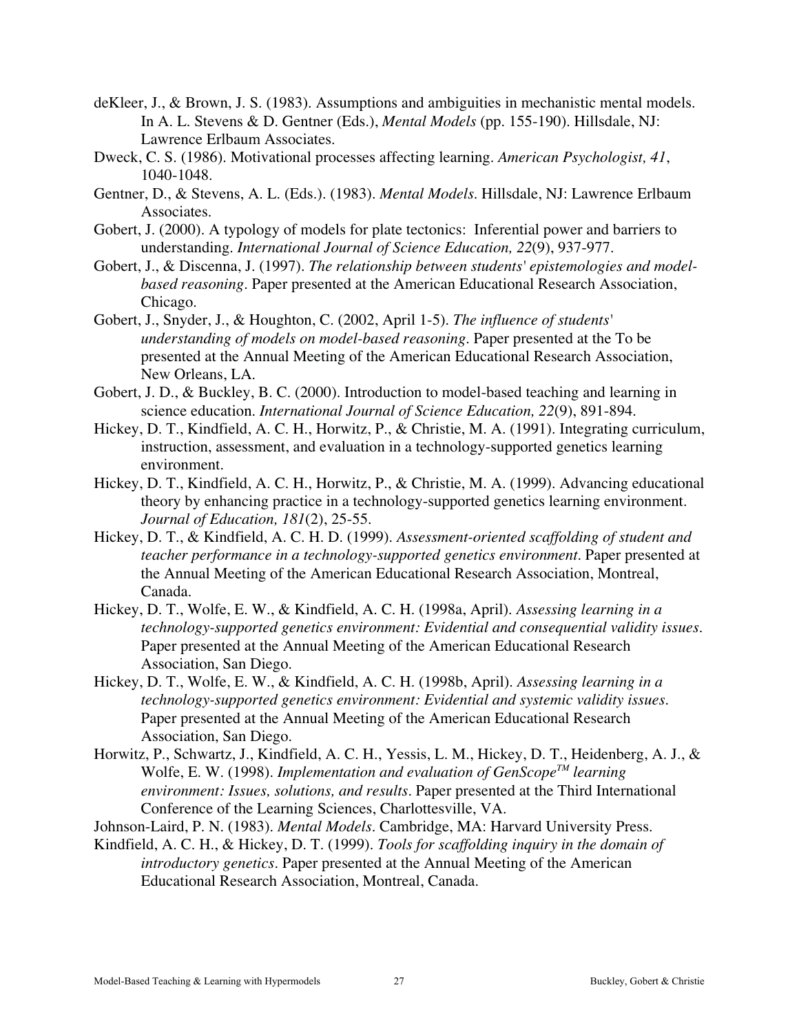deKleer, J., & Brown, J. S. (1983). Assumptions and ambiguities in mechanistic mental models. In A. L. Stevens & D. Gentner (Eds.), *Mental Models* (pp. 155-190). Hillsdale, NJ: Lawrence Erlbaum Associates.

Dweck, C. S. (1986). Motivational processes affecting learning. *American Psychologist, 41*, 1040-1048.

Gentner, D., & Stevens, A. L. (Eds.). (1983). *Mental Models*. Hillsdale, NJ: Lawrence Erlbaum Associates.

Gobert, J. (2000). A typology of models for plate tectonics: Inferential power and barriers to understanding. *International Journal of Science Education, 22*(9), 937-977.

Gobert, J., & Discenna, J. (1997). *The relationship between students' epistemologies and model-based reasoning*. Paper presented at the American Educational Research Association, Chicago.

Gobert, J., Snyder, J., & Houghton, C. (2002, April 1-5). *The influence of students' understanding of models on model-based reasoning*. Paper presented at the To be presented at the Annual Meeting of the American Educational Research Association, New Orleans, LA.

Gobert, J. D., & Buckley, B. C. (2000). Introduction to model-based teaching and learning in science education. *International Journal of Science Education, 22*(9), 891-894.

Hickey, D. T., Kindfield, A. C. H., Horwitz, P., & Christie, M. A. (1991). Integrating curriculum, instruction, assessment, and evaluation in a technology-supported genetics learning environment.

Hickey, D. T., Kindfield, A. C. H., Horwitz, P., & Christie, M. A. (1999). Advancing educational theory by enhancing practice in a technology-supported genetics learning environment. *Journal of Education, 181*(2), 25-55.

Hickey, D. T., & Kindfield, A. C. H. D. (1999). *Assessment-oriented scaffolding of student and teacher performance in a technology-supported genetics environment*. Paper presented at the Annual Meeting of the American Educational Research Association, Montreal, Canada.

Hickey, D. T., Wolfe, E. W., & Kindfield, A. C. H. (1998a, April). *Assessing learning in a technology-supported genetics environment: Evidential and consequential validity issues*. Paper presented at the Annual Meeting of the American Educational Research Association, San Diego.

Hickey, D. T., Wolfe, E. W., & Kindfield, A. C. H. (1998b, April). *Assessing learning in a technology-supported genetics environment: Evidential and systemic validity issues*. Paper presented at the Annual Meeting of the American Educational Research Association, San Diego.

Horwitz, P., Schwartz, J., Kindfield, A. C. H., Yessis, L. M., Hickey, D. T., Heidenberg, A. J., & Wolfe, E. W. (1998). *Implementation and evaluation of GenScope™ learning environment: Issues, solutions, and results*. Paper presented at the Third International Conference of the Learning Sciences, Charlottesville, VA.

Johnson-Laird, P. N. (1983). *Mental Models*. Cambridge, MA: Harvard University Press.

Kindfield, A. C. H., & Hickey, D. T. (1999). *Tools for scaffolding inquiry in the domain of introductory genetics*. Paper presented at the Annual Meeting of the American Educational Research Association, Montreal, Canada.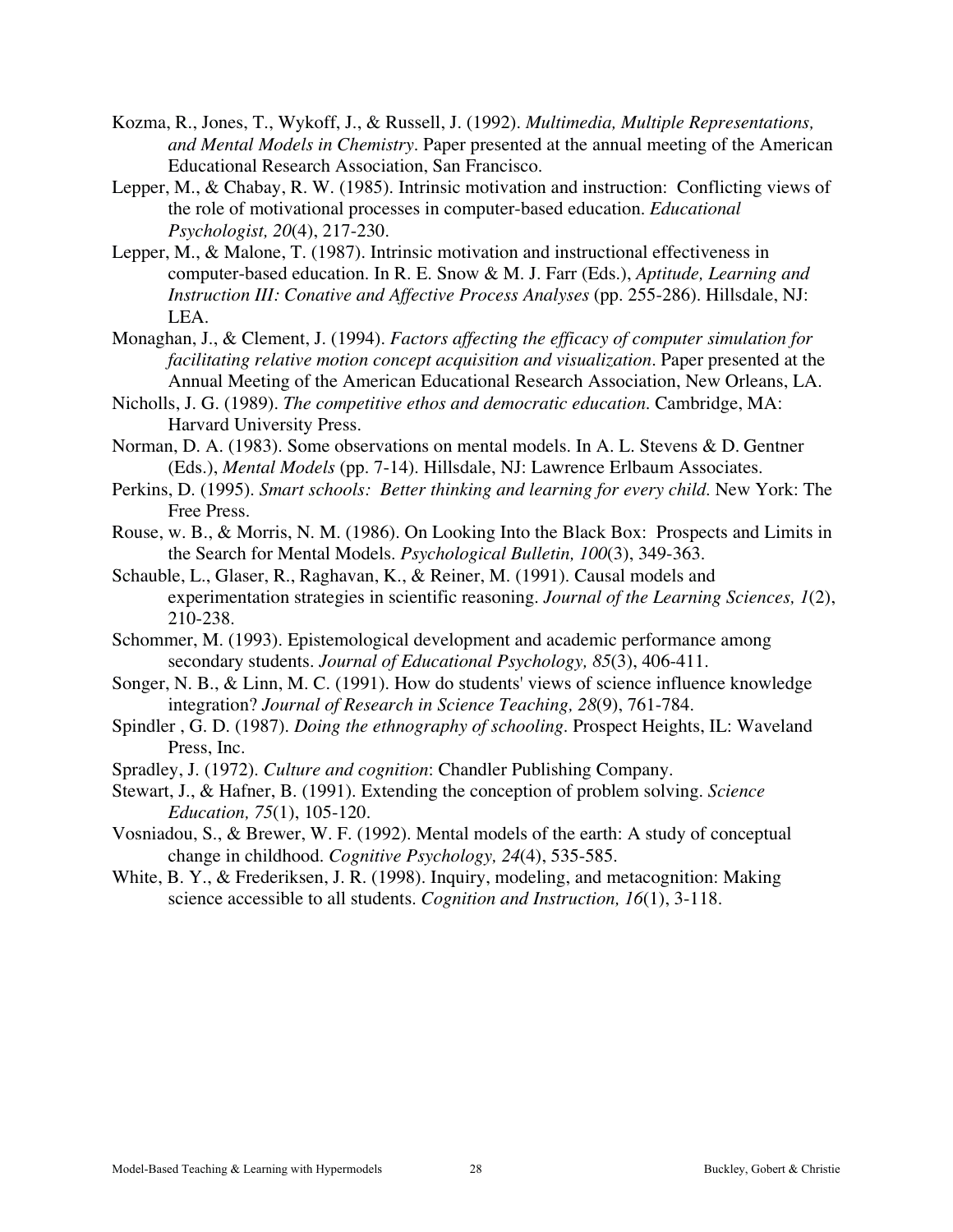Kozma, R., Jones, T., Wykoff, J., & Russell, J. (1992). *Multimedia, Multiple Representations, and Mental Models in Chemistry*. Paper presented at the annual meeting of the American Educational Research Association, San Francisco.

Lepper, M., & Chabay, R. W. (1985). Intrinsic motivation and instruction: Conflicting views of the role of motivational processes in computer-based education. *Educational Psychologist, 20*(4), 217-230.

Lepper, M., & Malone, T. (1987). Intrinsic motivation and instructional effectiveness in computer-based education. In R. E. Snow & M. J. Farr (Eds.), *Aptitude, Learning and Instruction III: Conative and Affective Process Analyses* (pp. 255-286). Hillsdale, NJ: LEA.

Monaghan, J., & Clement, J. (1994). *Factors affecting the efficacy of computer simulation for facilitating relative motion concept acquisition and visualization*. Paper presented at the Annual Meeting of the American Educational Research Association, New Orleans, LA.

Nicholls, J. G. (1989). *The competitive ethos and democratic education.* Cambridge, MA: Harvard University Press.

Norman, D. A. (1983). Some observations on mental models. In A. L. Stevens & D. Gentner (Eds.), *Mental Models* (pp. 7-14). Hillsdale, NJ: Lawrence Erlbaum Associates.

Perkins, D. (1995). *Smart schools: Better thinking and learning for every child.* New York: The Free Press.

Rouse, w. B., & Morris, N. M. (1986). On Looking Into the Black Box: Prospects and Limits in the Search for Mental Models. *Psychological Bulletin, 100*(3), 349-363.

Schauble, L., Glaser, R., Raghavan, K., & Reiner, M. (1991). Causal models and experimentation strategies in scientific reasoning. *Journal of the Learning Sciences, 1*(2), 210-238.

Schommer, M. (1993). Epistemological development and academic performance among secondary students. *Journal of Educational Psychology, 85*(3), 406-411.

Songer, N. B., & Linn, M. C. (1991). How do students' views of science influence knowledge integration? *Journal of Research in Science Teaching, 28*(9), 761-784.

Spindler , G. D. (1987). *Doing the ethnography of schooling*. Prospect Heights, IL: Waveland Press, Inc.

Spradley, J. (1972). *Culture and cognition*: Chandler Publishing Company.

Stewart, J., & Hafner, B. (1991). Extending the conception of problem solving. *Science Education, 75*(1), 105-120.

Vosniadou, S., & Brewer, W. F. (1992). Mental models of the earth: A study of conceptual change in childhood. *Cognitive Psychology, 24*(4), 535-585.

White, B. Y., & Frederiksen, J. R. (1998). Inquiry, modeling, and metacognition: Making science accessible to all students. *Cognition and Instruction, 16*(1), 3-118.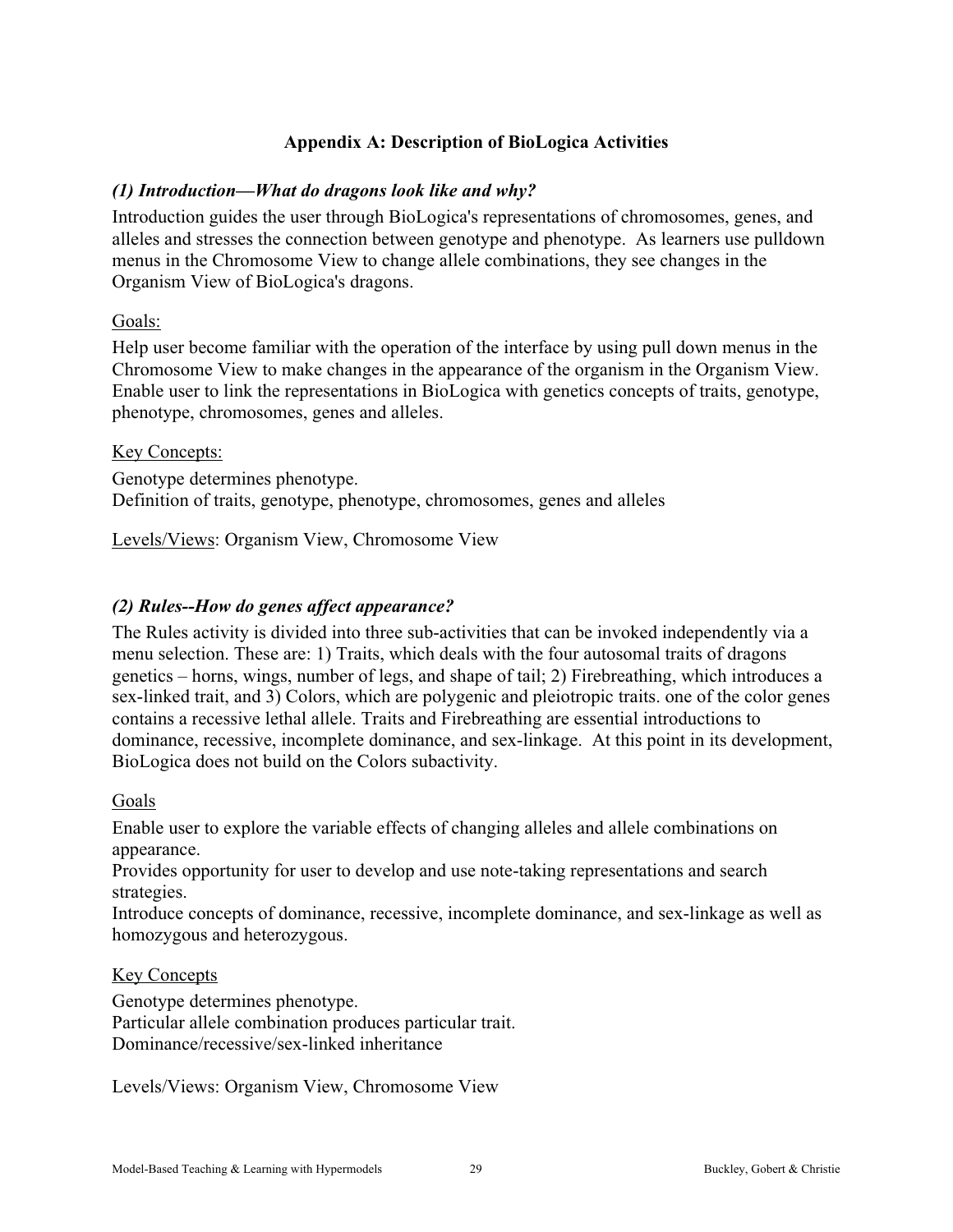# Appendix A: Description of BioLogica Activities

### *(1) Introduction—What do dragons look like and why?*

Introduction guides the user through BioLogica's representations of chromosomes, genes, and alleles and stresses the connection between genotype and phenotype. As learners use pulldown menus in the Chromosome View to change allele combinations, they see changes in the Organism View of BioLogica's dragons.

<u>Goals:</u>

Help user become familiar with the operation of the interface by using pull down menus in the Chromosome View to make changes in the appearance of the organism in the Organism View. Enable user to link the representations in BioLogica with genetics concepts of traits, genotype, phenotype, chromosomes, genes and alleles.

<u>Key Concepts:</u>

Genotype determines phenotype.
Definition of traits, genotype, phenotype, chromosomes, genes and alleles

<u>Levels/Views</u>: Organism View, Chromosome View

### *(2) Rules--How do genes affect appearance?*

The Rules activity is divided into three sub-activities that can be invoked independently via a menu selection. These are: 1) Traits, which deals with the four autosomal traits of dragons genetics – horns, wings, number of legs, and shape of tail; 2) Firebreathing, which introduces a sex-linked trait, and 3) Colors, which are polygenic and pleiotropic traits. one of the color genes contains a recessive lethal allele. Traits and Firebreathing are essential introductions to dominance, recessive, incomplete dominance, and sex-linkage. At this point in its development, BioLogica does not build on the Colors subactivity.

<u>Goals</u>

Enable user to explore the variable effects of changing alleles and allele combinations on appearance.
Provides opportunity for user to develop and use note-taking representations and search strategies.
Introduce concepts of dominance, recessive, incomplete dominance, and sex-linkage as well as homozygous and heterozygous.

<u>Key Concepts</u>

Genotype determines phenotype.
Particular allele combination produces particular trait.
Dominance/recessive/sex-linked inheritance

Levels/Views: Organism View, Chromosome View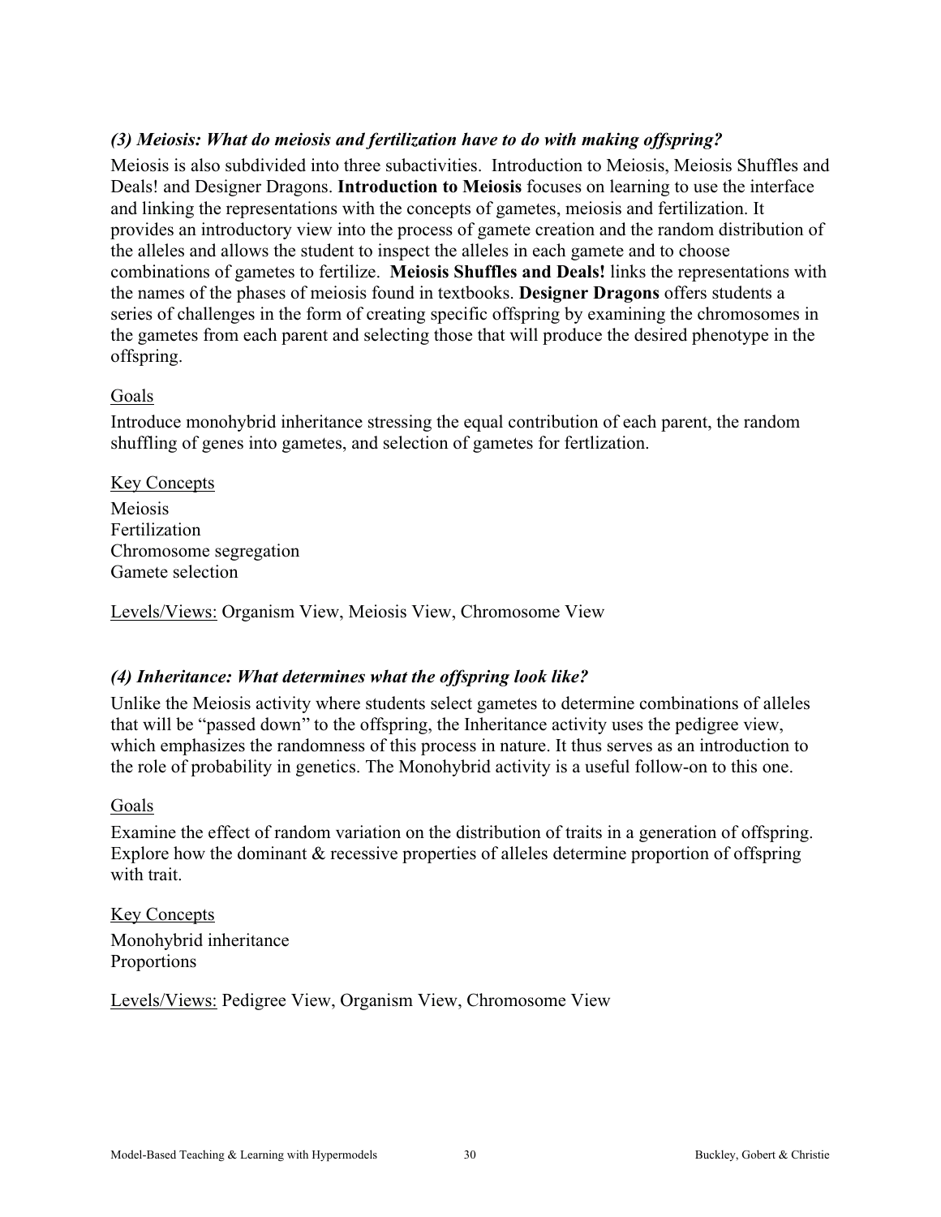### *(3) Meiosis: What do meiosis and fertilization have to do with making offspring?*

Meiosis is also subdivided into three subactivities. Introduction to Meiosis, Meiosis Shuffles and Deals! and Designer Dragons. **Introduction to Meiosis** focuses on learning to use the interface and linking the representations with the concepts of gametes, meiosis and fertilization. It provides an introductory view into the process of gamete creation and the random distribution of the alleles and allows the student to inspect the alleles in each gamete and to choose combinations of gametes to fertilize. **Meiosis Shuffles and Deals!** links the representations with the names of the phases of meiosis found in textbooks. **Designer Dragons** offers students a series of challenges in the form of creating specific offspring by examining the chromosomes in the gametes from each parent and selecting those that will produce the desired phenotype in the offspring.

Goals

Introduce monohybrid inheritance stressing the equal contribution of each parent, the random shuffling of genes into gametes, and selection of gametes for fertlization.

Key Concepts

Meiosis
Fertilization
Chromosome segregation
Gamete selection

Levels/Views: Organism View, Meiosis View, Chromosome View

### *(4) Inheritance: What determines what the offspring look like?*

Unlike the Meiosis activity where students select gametes to determine combinations of alleles that will be "passed down" to the offspring, the Inheritance activity uses the pedigree view, which emphasizes the randomness of this process in nature. It thus serves as an introduction to the role of probability in genetics. The Monohybrid activity is a useful follow-on to this one.

Goals

Examine the effect of random variation on the distribution of traits in a generation of offspring. Explore how the dominant & recessive properties of alleles determine proportion of offspring with trait.

Key Concepts

Monohybrid inheritance
Proportions

Levels/Views: Pedigree View, Organism View, Chromosome View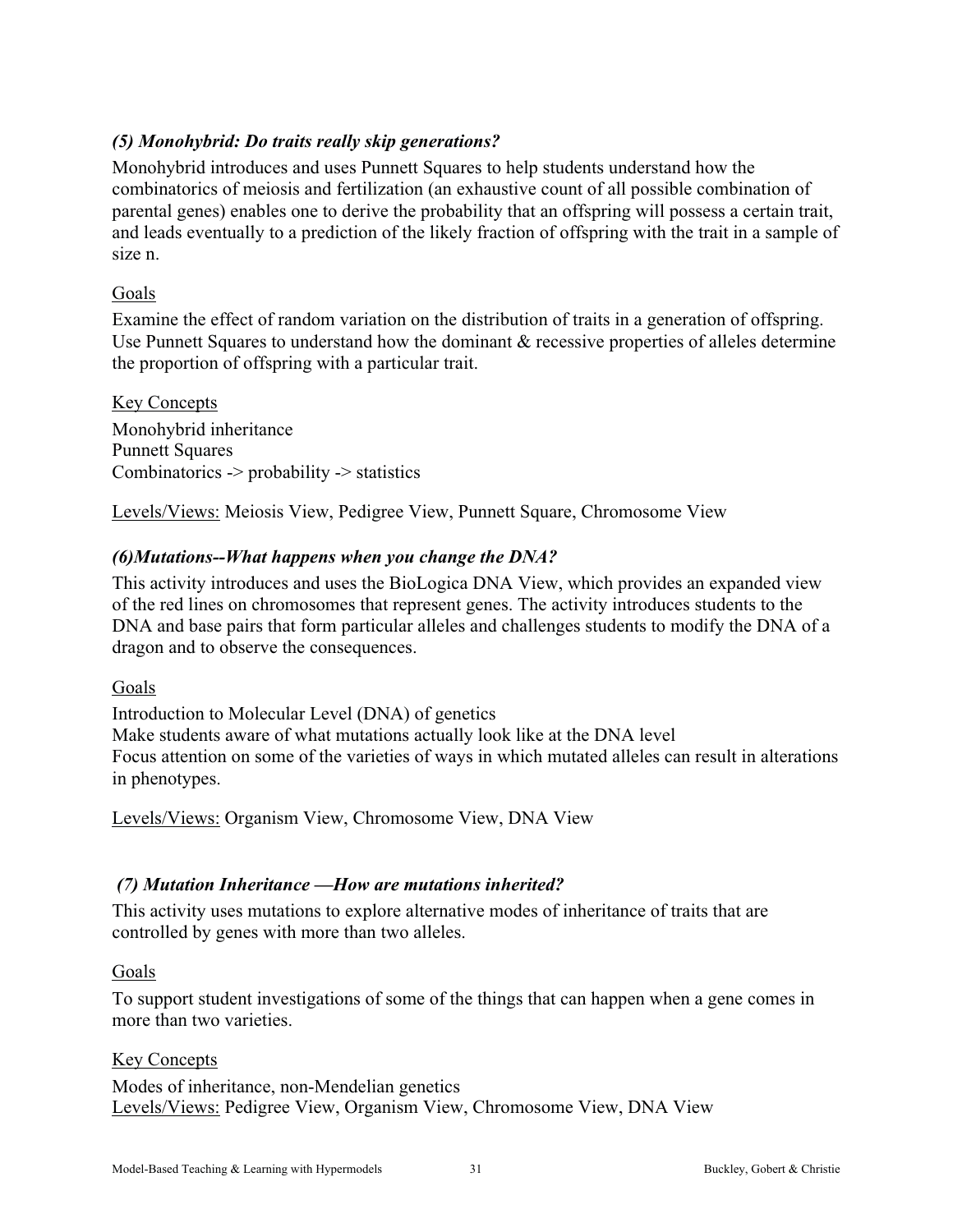### *(5) Monohybrid: Do traits really skip generations?*

Monohybrid introduces and uses Punnett Squares to help students understand how the combinatorics of meiosis and fertilization (an exhaustive count of all possible combination of parental genes) enables one to derive the probability that an offspring will possess a certain trait, and leads eventually to a prediction of the likely fraction of offspring with the trait in a sample of size n.

<u>Goals</u>

Examine the effect of random variation on the distribution of traits in a generation of offspring. Use Punnett Squares to understand how the dominant & recessive properties of alleles determine the proportion of offspring with a particular trait.

<u>Key Concepts</u>

Monohybrid inheritance
Punnett Squares
Combinatorics -> probability -> statistics

<u>Levels/Views:</u> Meiosis View, Pedigree View, Punnett Square, Chromosome View

### *(6)Mutations--What happens when you change the DNA?*

This activity introduces and uses the BioLogica DNA View, which provides an expanded view of the red lines on chromosomes that represent genes. The activity introduces students to the DNA and base pairs that form particular alleles and challenges students to modify the DNA of a dragon and to observe the consequences.

<u>Goals</u>

Introduction to Molecular Level (DNA) of genetics
Make students aware of what mutations actually look like at the DNA level
Focus attention on some of the varieties of ways in which mutated alleles can result in alterations in phenotypes.

<u>Levels/Views:</u> Organism View, Chromosome View, DNA View

### *(7) Mutation Inheritance —How are mutations inherited?*

This activity uses mutations to explore alternative modes of inheritance of traits that are controlled by genes with more than two alleles.

<u>Goals</u>

To support student investigations of some of the things that can happen when a gene comes in more than two varieties.

<u>Key Concepts</u>

Modes of inheritance, non-Mendelian genetics
<u>Levels/Views:</u> Pedigree View, Organism View, Chromosome View, DNA View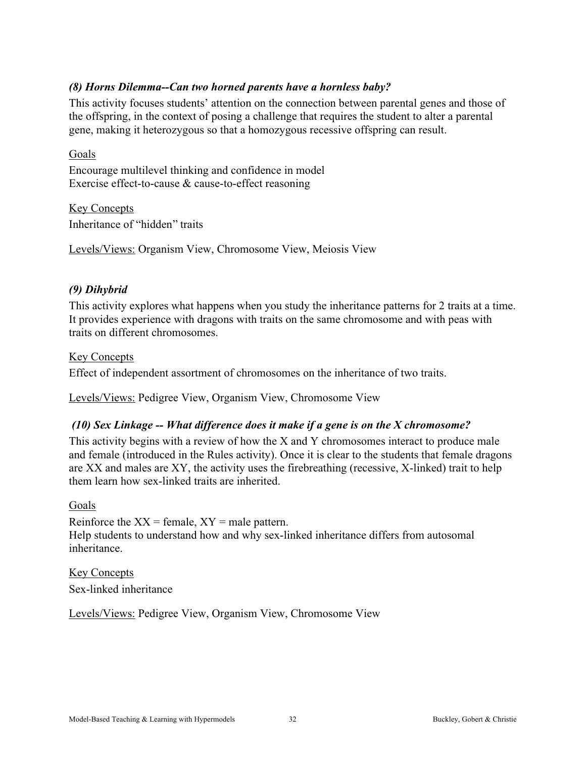### *(8) Horns Dilemma--Can two horned parents have a hornless baby?*

This activity focuses students' attention on the connection between parental genes and those of the offspring, in the context of posing a challenge that requires the student to alter a parental gene, making it heterozygous so that a homozygous recessive offspring can result.

<u>Goals</u>

Encourage multilevel thinking and confidence in model
Exercise effect-to-cause & cause-to-effect reasoning

<u>Key Concepts</u>

Inheritance of "hidden" traits

<u>Levels/Views:</u> Organism View, Chromosome View, Meiosis View

### *(9) Dihybrid*

This activity explores what happens when you study the inheritance patterns for 2 traits at a time. It provides experience with dragons with traits on the same chromosome and with peas with traits on different chromosomes.

<u>Key Concepts</u>

Effect of independent assortment of chromosomes on the inheritance of two traits.

<u>Levels/Views:</u> Pedigree View, Organism View, Chromosome View

### *(10) Sex Linkage -- What difference does it make if a gene is on the X chromosome?*

This activity begins with a review of how the X and Y chromosomes interact to produce male and female (introduced in the Rules activity). Once it is clear to the students that female dragons are XX and males are XY, the activity uses the firebreathing (recessive, X-linked) trait to help them learn how sex-linked traits are inherited.

<u>Goals</u>

Reinforce the XX = female, XY = male pattern.
Help students to understand how and why sex-linked inheritance differs from autosomal inheritance.

<u>Key Concepts</u>

Sex-linked inheritance

<u>Levels/Views:</u> Pedigree View, Organism View, Chromosome View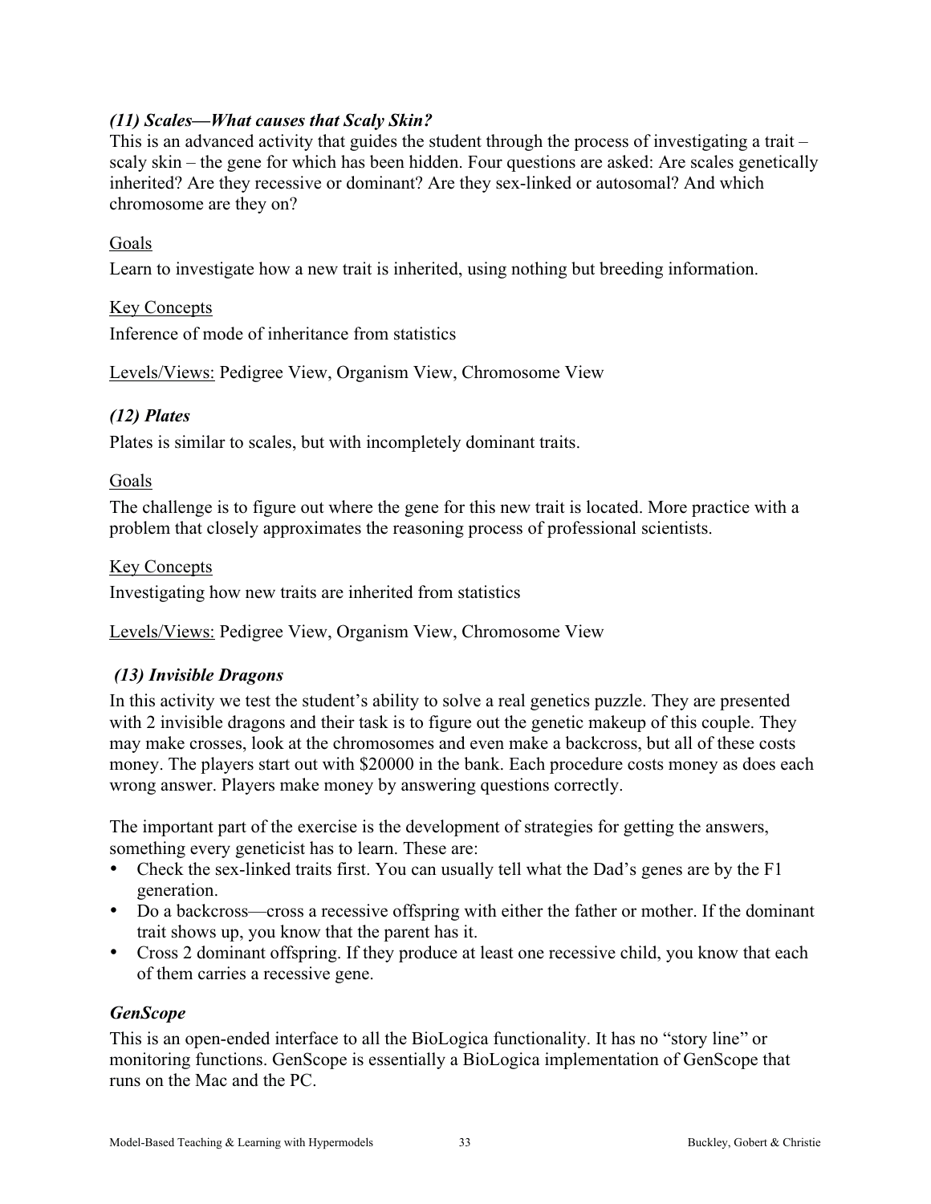### *(11) Scales—What causes that Scaly Skin?*

This is an advanced activity that guides the student through the process of investigating a trait – scaly skin – the gene for which has been hidden. Four questions are asked: Are scales genetically inherited? Are they recessive or dominant? Are they sex-linked or autosomal? And which chromosome are they on?

Goals

Learn to investigate how a new trait is inherited, using nothing but breeding information.

Key Concepts

Inference of mode of inheritance from statistics

Levels/Views: Pedigree View, Organism View, Chromosome View

### *(12) Plates*

Plates is similar to scales, but with incompletely dominant traits.

Goals

The challenge is to figure out where the gene for this new trait is located. More practice with a problem that closely approximates the reasoning process of professional scientists.

Key Concepts

Investigating how new traits are inherited from statistics

Levels/Views: Pedigree View, Organism View, Chromosome View

### *(13) Invisible Dragons*

In this activity we test the student's ability to solve a real genetics puzzle. They are presented with 2 invisible dragons and their task is to figure out the genetic makeup of this couple. They may make crosses, look at the chromosomes and even make a backcross, but all of these costs money. The players start out with $20000 in the bank. Each procedure costs money as does each wrong answer. Players make money by answering questions correctly.

The important part of the exercise is the development of strategies for getting the answers, something every geneticist has to learn. These are:

- Check the sex-linked traits first. You can usually tell what the Dad's genes are by the F1 generation.
- Do a backcross—cross a recessive offspring with either the father or mother. If the dominant trait shows up, you know that the parent has it.
- Cross 2 dominant offspring. If they produce at least one recessive child, you know that each of them carries a recessive gene.

### *GenScope*

This is an open-ended interface to all the BioLogica functionality. It has no "story line" or monitoring functions. GenScope is essentially a BioLogica implementation of GenScope that runs on the Mac and the PC.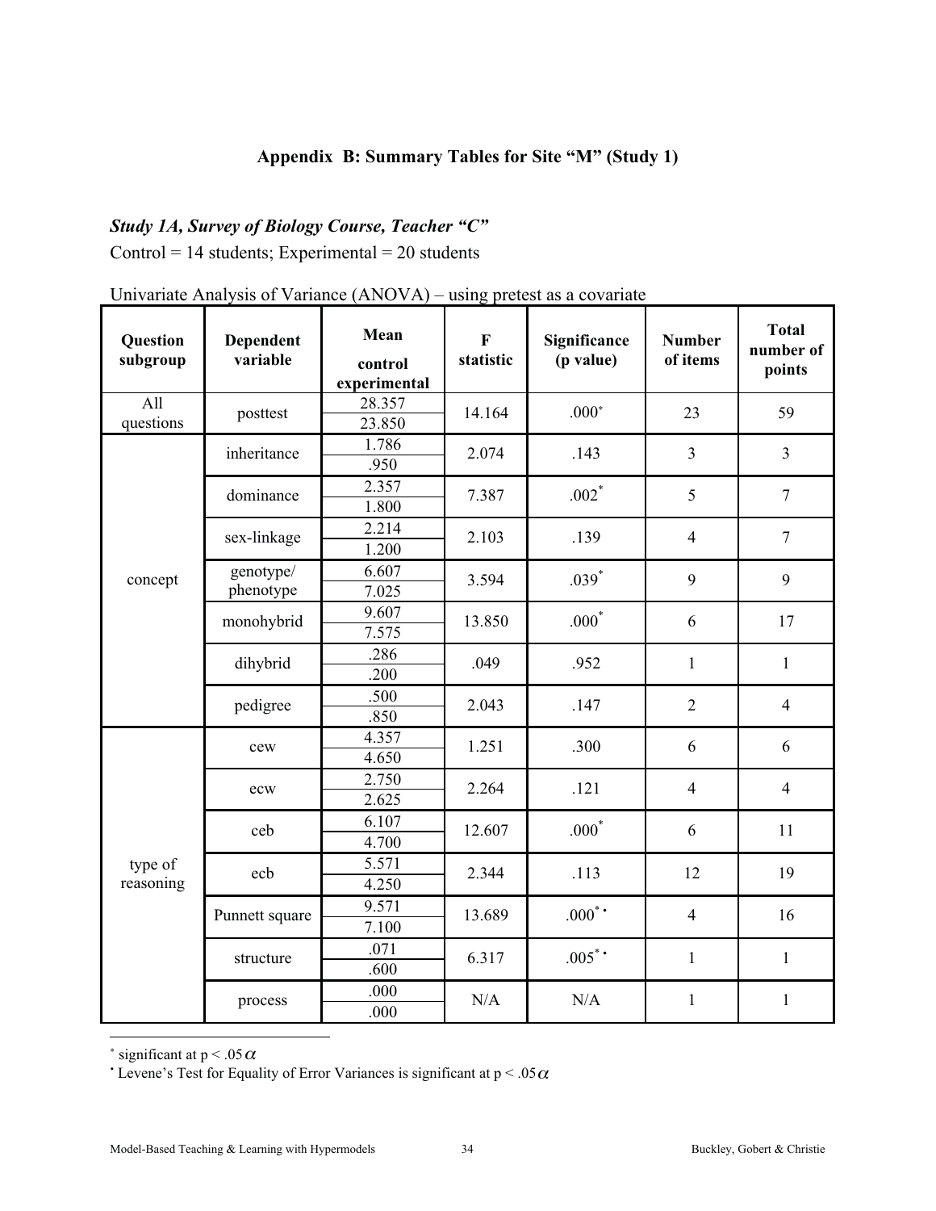## Appendix B: Summary Tables for Site "M" (Study 1)

### *Study 1A, Survey of Biology Course, Teacher "C"*

Control = 14 students; Experimental = 20 students

Univariate Analysis of Variance (ANOVA) – using pretest as a covariate

| Question subgroup | Dependent variable | Mean control / experimental | F statistic | Significance (p value) | Number of items | Total number of points |
|---|---|---|---|---|---|---|
| All questions | posttest | 28.357 / 23.850 | 14.164 | .000* | 23 | 59 |
| concept | inheritance | 1.786 / .950 | 2.074 | .143 | 3 | 3 |
| | dominance | 2.357 / 1.800 | 7.387 | .002* | 5 | 7 |
| | sex-linkage | 2.214 / 1.200 | 2.103 | .139 | 4 | 7 |
| | genotype/ phenotype | 6.607 / 7.025 | 3.594 | .039* | 9 | 9 |
| | monohybrid | 9.607 / 7.575 | 13.850 | .000* | 6 | 17 |
| | dihybrid | .286 / .200 | .049 | .952 | 1 | 1 |
| | pedigree | .500 / .850 | 2.043 | .147 | 2 | 4 |
| type of reasoning | cew | 4.357 / 4.650 | 1.251 | .300 | 6 | 6 |
| | ecw | 2.750 / 2.625 | 2.264 | .121 | 4 | 4 |
| | ceb | 6.107 / 4.700 | 12.607 | .000* | 6 | 11 |
| | ecb | 5.571 / 4.250 | 2.344 | .113 | 12 | 19 |
| | Punnett square | 9.571 / 7.100 | 13.689 | .000*• | 4 | 16 |
| | structure | .071 / .600 | 6.317 | .005*• | 1 | 1 |
| | process | .000 / .000 | N/A | N/A | 1 | 1 |

* significant at $p < .05\alpha$

• Levene's Test for Equality of Error Variances is significant at $p < .05\alpha$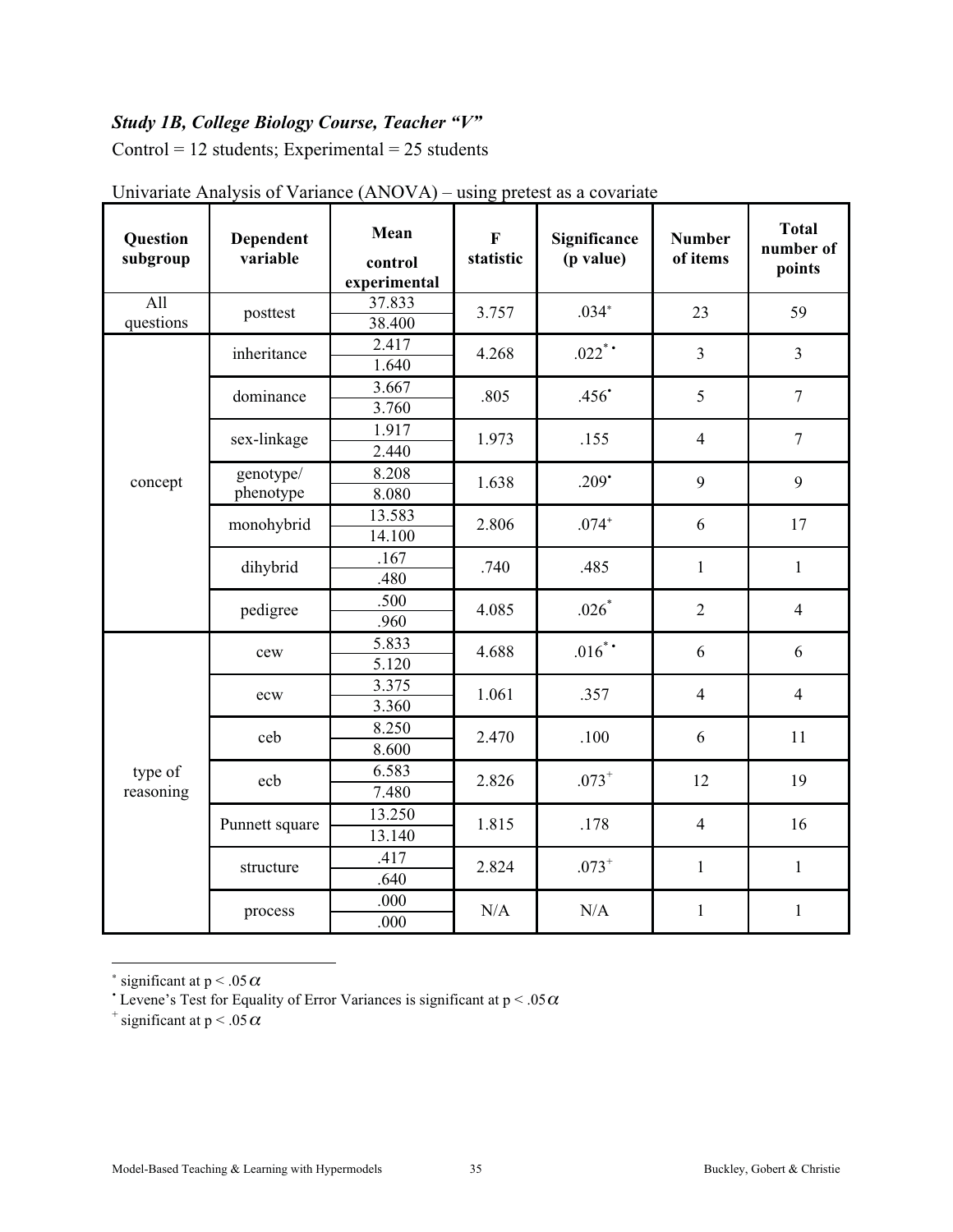***Study 1B, College Biology Course, Teacher "V"***

Control = 12 students; Experimental = 25 students

Univariate Analysis of Variance (ANOVA) – using pretest as a covariate

| Question subgroup | Dependent variable | Mean control experimental | F statistic | Significance (p value) | Number of items | Total number of points |
|---|---|---|---|---|---|---|
| All questions | posttest | 37.833 / 38.400 | 3.757 | .034* | 23 | 59 |
| concept | inheritance | 2.417 / 1.640 | 4.268 | .022*• | 3 | 3 |
| | dominance | 3.667 / 3.760 | .805 | .456• | 5 | 7 |
| | sex-linkage | 1.917 / 2.440 | 1.973 | .155 | 4 | 7 |
| | genotype/ phenotype | 8.208 / 8.080 | 1.638 | .209• | 9 | 9 |
| | monohybrid | 13.583 / 14.100 | 2.806 | .074+ | 6 | 17 |
| | dihybrid | .167 / .480 | .740 | .485 | 1 | 1 |
| | pedigree | .500 / .960 | 4.085 | .026* | 2 | 4 |
| type of reasoning | cew | 5.833 / 5.120 | 4.688 | .016*• | 6 | 6 |
| | ecw | 3.375 / 3.360 | 1.061 | .357 | 4 | 4 |
| | ceb | 8.250 / 8.600 | 2.470 | .100 | 6 | 11 |
| | ecb | 6.583 / 7.480 | 2.826 | .073+ | 12 | 19 |
| | Punnett square | 13.250 / 13.140 | 1.815 | .178 | 4 | 16 |
| | structure | .417 / .640 | 2.824 | .073+ | 1 | 1 |
| | process | .000 / .000 | N/A | N/A | 1 | 1 |

\* significant at $p < .05\alpha$

• Levene's Test for Equality of Error Variances is significant at $p < .05\alpha$

+ significant at $p < .05\alpha$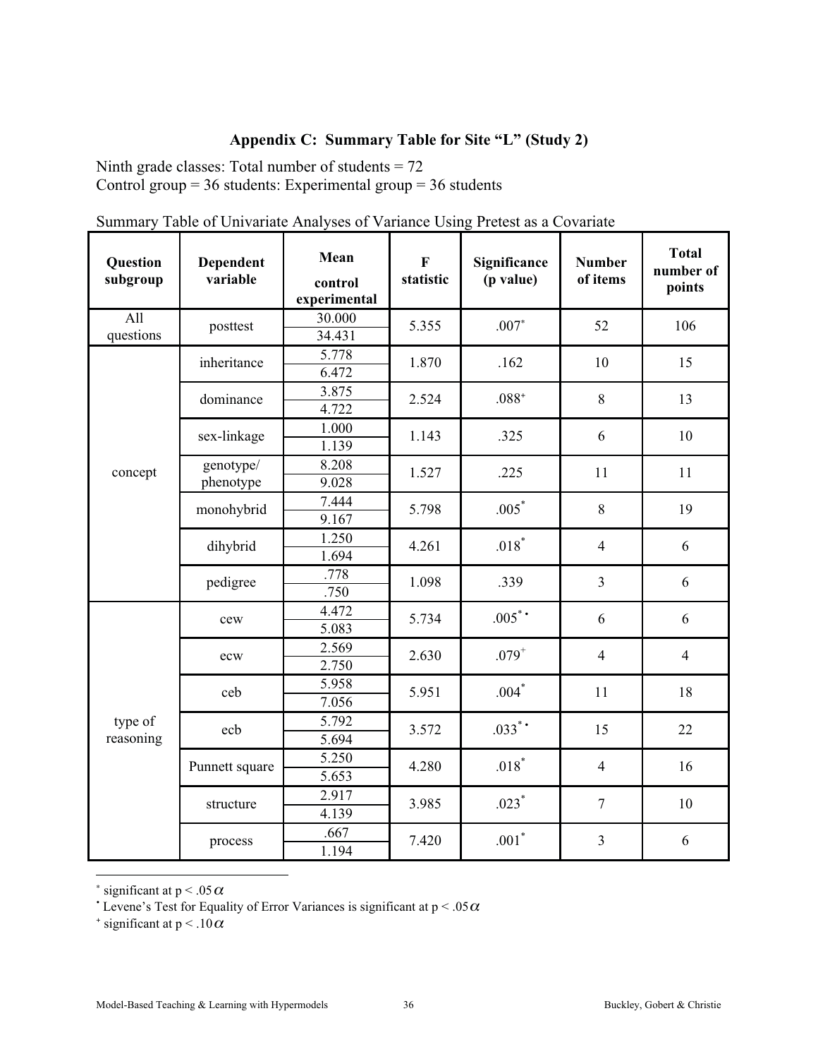## Appendix C: Summary Table for Site "L" (Study 2)

Ninth grade classes: Total number of students = 72
Control group = 36 students: Experimental group = 36 students

Summary Table of Univariate Analyses of Variance Using Pretest as a Covariate

| Question subgroup | Dependent variable | Mean control / experimental | F statistic | Significance (p value) | Number of items | Total number of points |
|---|---|---|---|---|---|---|
| All questions | posttest | 30.000 / 34.431 | 5.355 | .007* | 52 | 106 |
| concept | inheritance | 5.778 / 6.472 | 1.870 | .162 | 10 | 15 |
| | dominance | 3.875 / 4.722 | 2.524 | .088+ | 8 | 13 |
| | sex-linkage | 1.000 / 1.139 | 1.143 | .325 | 6 | 10 |
| | genotype/ phenotype | 8.208 / 9.028 | 1.527 | .225 | 11 | 11 |
| | monohybrid | 7.444 / 9.167 | 5.798 | .005* | 8 | 19 |
| | dihybrid | 1.250 / 1.694 | 4.261 | .018* | 4 | 6 |
| | pedigree | .778 / .750 | 1.098 | .339 | 3 | 6 |
| type of reasoning | cew | 4.472 / 5.083 | 5.734 | .005*• | 6 | 6 |
| | ecw | 2.569 / 2.750 | 2.630 | .079+ | 4 | 4 |
| | ceb | 5.958 / 7.056 | 5.951 | .004* | 11 | 18 |
| | ecb | 5.792 / 5.694 | 3.572 | .033*• | 15 | 22 |
| | Punnett square | 5.250 / 5.653 | 4.280 | .018* | 4 | 16 |
| | structure | 2.917 / 4.139 | 3.985 | .023* | 7 | 10 |
| | process | .667 / 1.194 | 7.420 | .001* | 3 | 6 |

* significant at $p < .05\alpha$
• Levene's Test for Equality of Error Variances is significant at $p < .05\alpha$
+ significant at $p < .10\alpha$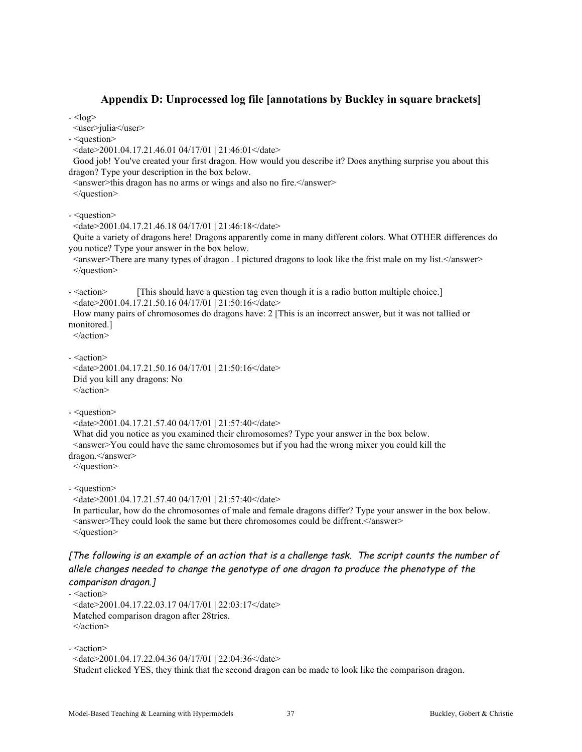### Appendix D: Unprocessed log file [annotations by Buckley in square brackets]

```
- <log>
  <user>julia</user>
- <question>
  <date>2001.04.17.21.46.01 04/17/01 | 21:46:01</date>
  Good job! You've created your first dragon. How would you describe it? Does anything surprise you about this dragon? Type your description in the box below.
  <answer>this dragon has no arms or wings and also no fire.</answer>
  </question>

- <question>
  <date>2001.04.17.21.46.18 04/17/01 | 21:46:18</date>
  Quite a variety of dragons here! Dragons apparently come in many different colors. What OTHER differences do you notice? Type your answer in the box below.
  <answer>There are many types of dragon . I pictured dragons to look like the frist male on my list.</answer>
  </question>

- <action>        [This should have a question tag even though it is a radio button multiple choice.]
  <date>2001.04.17.21.50.16 04/17/01 | 21:50:16</date>
  How many pairs of chromosomes do dragons have: 2 [This is an incorrect answer, but it was not tallied or monitored.]
  </action>

- <action>
  <date>2001.04.17.21.50.16 04/17/01 | 21:50:16</date>
  Did you kill any dragons: No
  </action>

- <question>
  <date>2001.04.17.21.57.40 04/17/01 | 21:57:40</date>
  What did you notice as you examined their chromosomes? Type your answer in the box below.
  <answer>You could have the same chromosomes but if you had the wrong mixer you could kill the dragon.</answer>
  </question>

- <question>
  <date>2001.04.17.21.57.40 04/17/01 | 21:57:40</date>
  In particular, how do the chromosomes of male and female dragons differ? Type your answer in the box below.
  <answer>They could look the same but there chromosomes could be diffrent.</answer>
  </question>
```

*[The following is an example of an action that is a challenge task. The script counts the number of allele changes needed to change the genotype of one dragon to produce the phenotype of the comparison dragon.]*

```
- <action>
  <date>2001.04.17.22.03.17 04/17/01 | 22:03:17</date>
  Matched comparison dragon after 28tries.
  </action>

- <action>
  <date>2001.04.17.22.04.36 04/17/01 | 22:04:36</date>
  Student clicked YES, they think that the second dragon can be made to look like the comparison dragon.
```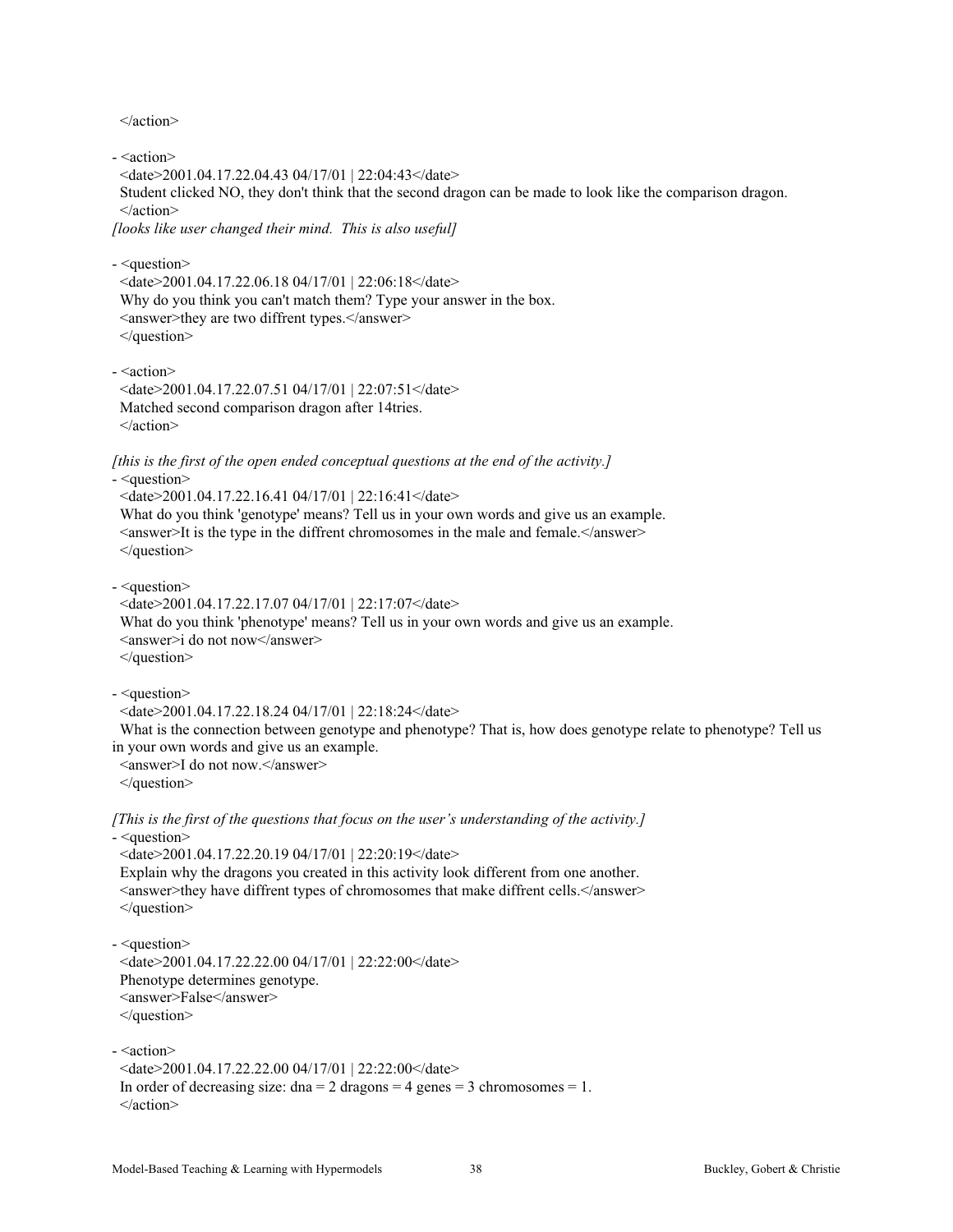```
</action>

- <action>
  <date>2001.04.17.22.04.43 04/17/01 | 22:04:43</date>
  Student clicked NO, they don't think that the second dragon can be made to look like the comparison dragon.
  </action>
```

*[looks like user changed their mind. This is also useful]*

```
- <question>
  <date>2001.04.17.22.06.18 04/17/01 | 22:06:18</date>
  Why do you think you can't match them? Type your answer in the box.
  <answer>they are two diffrent types.</answer>
  </question>

- <action>
  <date>2001.04.17.22.07.51 04/17/01 | 22:07:51</date>
  Matched second comparison dragon after 14tries.
  </action>
```

*[this is the first of the open ended conceptual questions at the end of the activity.]*

```
- <question>
  <date>2001.04.17.22.16.41 04/17/01 | 22:16:41</date>
  What do you think 'genotype' means? Tell us in your own words and give us an example.
  <answer>It is the type in the diffrent chromosomes in the male and female.</answer>
  </question>

- <question>
  <date>2001.04.17.22.17.07 04/17/01 | 22:17:07</date>
  What do you think 'phenotype' means? Tell us in your own words and give us an example.
  <answer>i do not now</answer>
  </question>

- <question>
  <date>2001.04.17.22.18.24 04/17/01 | 22:18:24</date>
  What is the connection between genotype and phenotype? That is, how does genotype relate to phenotype? Tell us in your own words and give us an example.
  <answer>I do not now.</answer>
  </question>
```

*[This is the first of the questions that focus on the user's understanding of the activity.]*

```
- <question>
  <date>2001.04.17.22.20.19 04/17/01 | 22:20:19</date>
  Explain why the dragons you created in this activity look different from one another.
  <answer>they have diffrent types of chromosomes that make diffrent cells.</answer>
  </question>

- <question>
  <date>2001.04.17.22.22.00 04/17/01 | 22:22:00</date>
  Phenotype determines genotype.
  <answer>False</answer>
  </question>

- <action>
  <date>2001.04.17.22.22.00 04/17/01 | 22:22:00</date>
  In order of decreasing size: dna = 2 dragons = 4 genes = 3 chromosomes = 1.
  </action>
```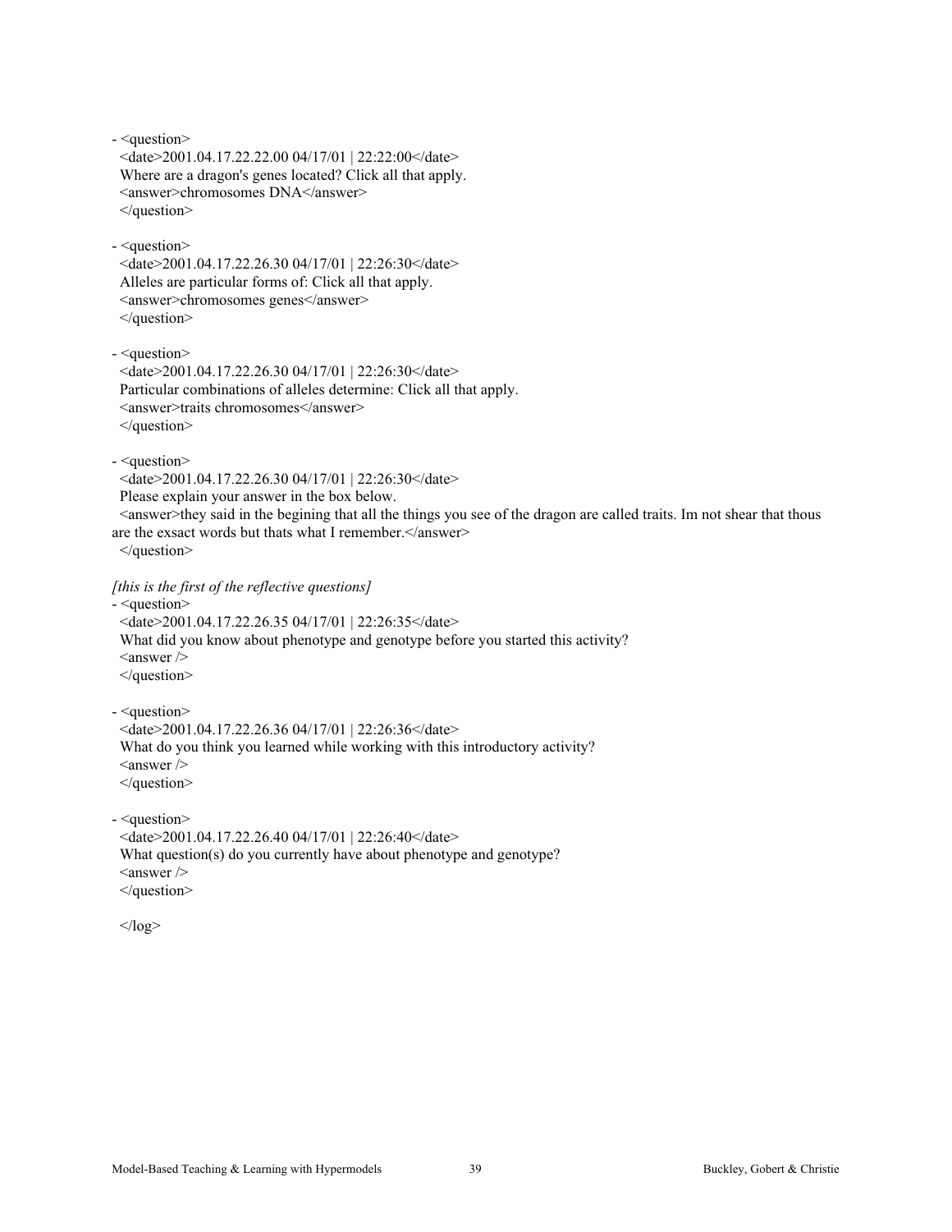```
- <question>
  <date>2001.04.17.22.22.00 04/17/01 | 22:22:00</date>
  Where are a dragon's genes located? Click all that apply.
  <answer>chromosomes DNA</answer>
  </question>

- <question>
  <date>2001.04.17.22.26.30 04/17/01 | 22:26:30</date>
  Alleles are particular forms of: Click all that apply.
  <answer>chromosomes genes</answer>
  </question>

- <question>
  <date>2001.04.17.22.26.30 04/17/01 | 22:26:30</date>
  Particular combinations of alleles determine: Click all that apply.
  <answer>traits chromosomes</answer>
  </question>

- <question>
  <date>2001.04.17.22.26.30 04/17/01 | 22:26:30</date>
  Please explain your answer in the box below.
  <answer>they said in the begining that all the things you see of the dragon are called traits. Im not shear that thous are the exsact words but thats what I remember.</answer>
  </question>
```

*[this is the first of the reflective questions]*

```
- <question>
  <date>2001.04.17.22.26.35 04/17/01 | 22:26:35</date>
  What did you know about phenotype and genotype before you started this activity?
  <answer />
  </question>

- <question>
  <date>2001.04.17.22.26.36 04/17/01 | 22:26:36</date>
  What do you think you learned while working with this introductory activity?
  <answer />
  </question>

- <question>
  <date>2001.04.17.22.26.40 04/17/01 | 22:26:40</date>
  What question(s) do you currently have about phenotype and genotype?
  <answer />
  </question>

  </log>
```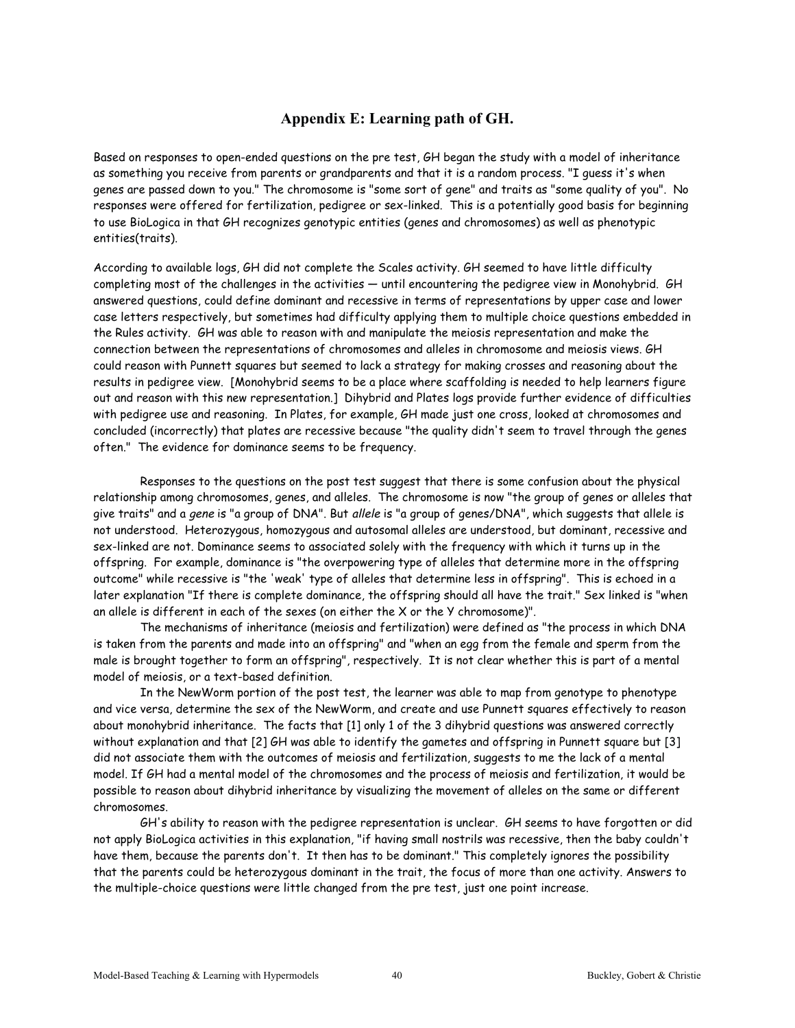# Appendix E: Learning path of GH.

Based on responses to open-ended questions on the pre test, GH began the study with a model of inheritance as something you receive from parents or grandparents and that it is a random process. "I guess it's when genes are passed down to you." The chromosome is "some sort of gene" and traits as "some quality of you". No responses were offered for fertilization, pedigree or sex-linked. This is a potentially good basis for beginning to use BioLogica in that GH recognizes genotypic entities (genes and chromosomes) as well as phenotypic entities(traits).

According to available logs, GH did not complete the Scales activity. GH seemed to have little difficulty completing most of the challenges in the activities — until encountering the pedigree view in Monohybrid. GH answered questions, could define dominant and recessive in terms of representations by upper case and lower case letters respectively, but sometimes had difficulty applying them to multiple choice questions embedded in the Rules activity. GH was able to reason with and manipulate the meiosis representation and make the connection between the representations of chromosomes and alleles in chromosome and meiosis views. GH could reason with Punnett squares but seemed to lack a strategy for making crosses and reasoning about the results in pedigree view. [Monohybrid seems to be a place where scaffolding is needed to help learners figure out and reason with this new representation.] Dihybrid and Plates logs provide further evidence of difficulties with pedigree use and reasoning. In Plates, for example, GH made just one cross, looked at chromosomes and concluded (incorrectly) that plates are recessive because "the quality didn't seem to travel through the genes often." The evidence for dominance seems to be frequency.

Responses to the questions on the post test suggest that there is some confusion about the physical relationship among chromosomes, genes, and alleles. The chromosome is now "the group of genes or alleles that give traits" and a *gene* is "a group of DNA". But *allele* is "a group of genes/DNA", which suggests that allele is not understood. Heterozygous, homozygous and autosomal alleles are understood, but dominant, recessive and sex-linked are not. Dominance seems to associated solely with the frequency with which it turns up in the offspring. For example, dominance is "the overpowering type of alleles that determine more in the offspring outcome" while recessive is "the 'weak' type of alleles that determine less in offspring". This is echoed in a later explanation "If there is complete dominance, the offspring should all have the trait." Sex linked is "when an allele is different in each of the sexes (on either the X or the Y chromosome)".

The mechanisms of inheritance (meiosis and fertilization) were defined as "the process in which DNA is taken from the parents and made into an offspring" and "when an egg from the female and sperm from the male is brought together to form an offspring", respectively. It is not clear whether this is part of a mental model of meiosis, or a text-based definition.

In the NewWorm portion of the post test, the learner was able to map from genotype to phenotype and vice versa, determine the sex of the NewWorm, and create and use Punnett squares effectively to reason about monohybrid inheritance. The facts that [1] only 1 of the 3 dihybrid questions was answered correctly without explanation and that [2] GH was able to identify the gametes and offspring in Punnett square but [3] did not associate them with the outcomes of meiosis and fertilization, suggests to me the lack of a mental model. If GH had a mental model of the chromosomes and the process of meiosis and fertilization, it would be possible to reason about dihybrid inheritance by visualizing the movement of alleles on the same or different chromosomes.

GH's ability to reason with the pedigree representation is unclear. GH seems to have forgotten or did not apply BioLogica activities in this explanation, "if having small nostrils was recessive, then the baby couldn't have them, because the parents don't. It then has to be dominant." This completely ignores the possibility that the parents could be heterozygous dominant in the trait, the focus of more than one activity. Answers to the multiple-choice questions were little changed from the pre test, just one point increase.